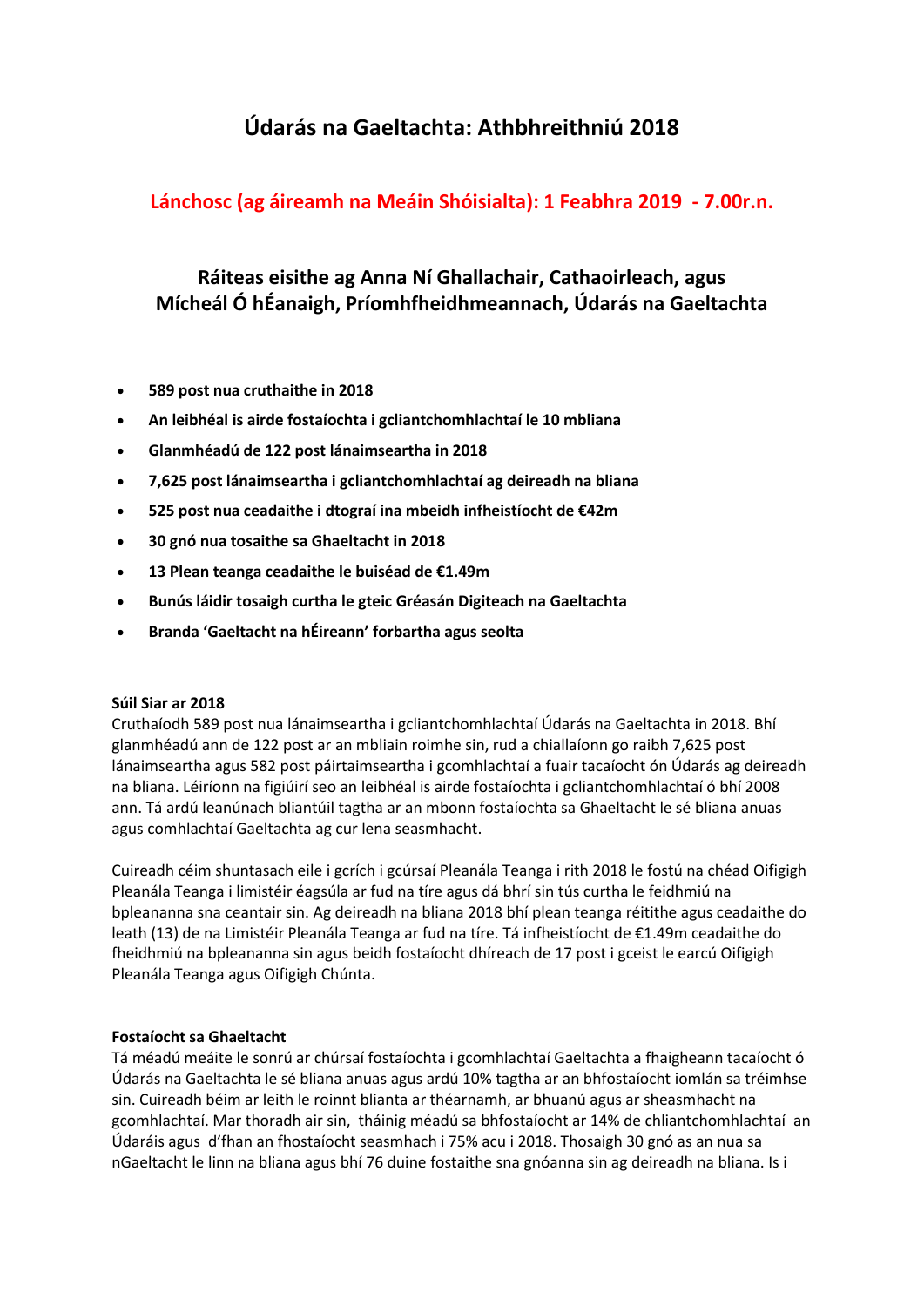# Údarás na Gaeltachta: Athbhreithniú 2018

## Lánchosc (ag áireamh na Meáin Shóisialta): 1 Feabhra 2019 - 7.00r.n.

## Ráiteas eisithe ag Anna Ní Ghallachair, Cathaoirleach, agus Mícheál Ó hÉanaigh, Príomhfheidhmeannach, Údarás na Gaeltachta

- **589 post nua cruthaithe in 2018**
- **An leibhéal is airde fostaíochta i gcliantchomhlachtaí le 10 mbliana**
- **Glanmhéadú de 122 post lánaimseartha in 2018**
- **7,625 post lánaimseartha i gcliantchomhlachtaí ag deireadh na bliana**
- **525 post nua ceadaithe i dtograí ina mbeidh infheistíocht de €42m**
- **30 gnó nua tosaithe sa Ghaeltacht in 2018**
- **13 Plean teanga ceadaithe le buiséad de €1.49m**
- **Bunús láidir tosaigh curtha le gteic Gréasán Digiteach na Gaeltachta**
- **Branda 'Gaeltacht na hÉireann' forbartha agus seolta**

**Súil Siar ar 2018**

Cruthaíodh 589 post nua lánaimseartha i gcliantchomhlachtaí Údarás na Gaeltachta in 2018. Bhí glanmhéadú ann de 122 post ar an mbliain roimhe sin, rud a chiallaíonn go raibh 7,625 post lánaimseartha agus 582 post páirtaimseartha i gcomhlachtaí a fuair tacaíocht ón Údarás ag deireadh na bliana. Léiríonn na figiúirí seo an leibhéal is airde fostaíochta i gcliantchomhlachtaí ó bhí 2008 ann. Tá ardú leanúnach bliantúil tagtha ar an mbonn fostaíochta sa Ghaeltacht le sé bliana anuas agus comhlachtaí Gaeltachta ag cur lena seasmhacht.

Cuireadh céim shuntasach eile i gcrích i gcúrsaí Pleanála Teanga i rith 2018 le fostú na chéad Oifigigh Pleanála Teanga i limistéir éagsúla ar fud na tíre agus dá bhrí sin tús curtha le feidhmiú na bpleananna sna ceantair sin. Ag deireadh na bliana 2018 bhí plean teanga réitithe agus ceadaithe do leath (13) de na Limistéir Pleanála Teanga ar fud na tíre. Tá infheistíocht de €1.49m ceadaithe do fheidhmiú na bpleananna sin agus beidh fostaíocht dhíreach de 17 post i gceist le earcú Oifigigh Pleanála Teanga agus Oifigigh Chúnta.

**Fostaíocht sa Ghaeltacht**

Tá méadú meáite le sonrú ar chúrsaí fostaíochta i gcomhlachtaí Gaeltachta a fhaigheann tacaíocht ó Údarás na Gaeltachta le sé bliana anuas agus ardú 10% tagtha ar an bhfostaíocht iomlán sa tréimhse sin. Cuireadh béim ar leith le roinnt blianta ar théarnamh, ar bhuanú agus ar sheasmhacht na gcomhlachtaí. Mar thoradh air sin, tháinig méadú sa bhfostaíocht ar 14% de chliantchomhlachtaí an Údaráis agus d'fhan an fhostaíocht seasmhach i 75% acu i 2018. Thosaigh 30 gnó as an nua sa nGaeltacht le linn na bliana agus bhí 76 duine fostaithe sna gnóanna sin ag deireadh na bliana. Is i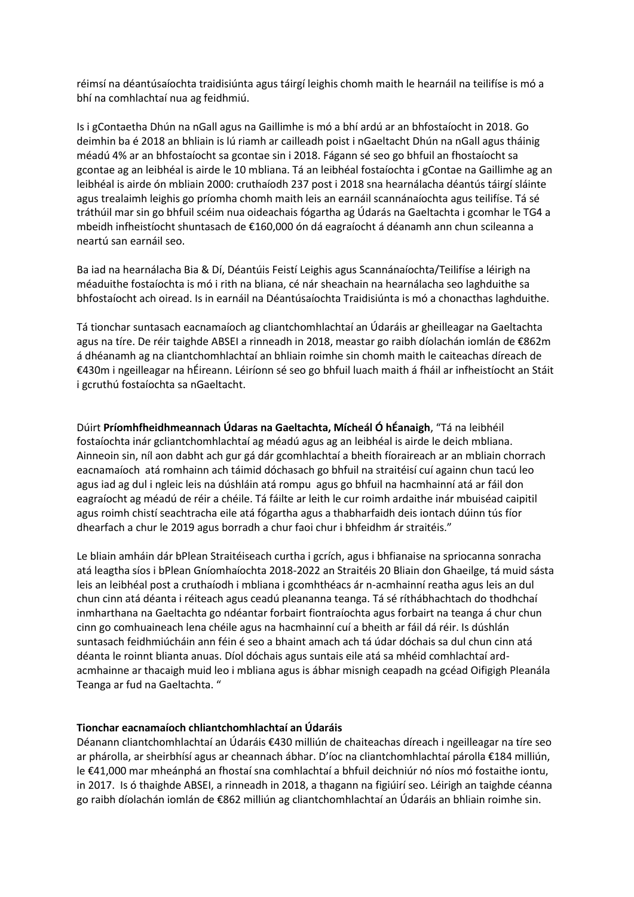réimsí na déantúsaíochta traidisiúnta agus táirgí leighis chomh maith le hearnáil na teilifíse is mó a bhí na comhlachtaí nua ag feidhmiú.

Is i gContaetha Dhún na nGall agus na Gaillimhe is mó a bhí ardú ar an bhfostaíocht in 2018. Go deimhin ba é 2018 an bhliain is lú riamh ar cailleadh poist i nGaeltacht Dhún na nGall agus tháinig méadú 4% ar an bhfostaíocht sa gcontae sin i 2018. Fágann sé seo go bhfuil an fhostaíocht sa gcontae ag an leibhéal is airde le 10 mbliana. Tá an leibhéal fostaíochta i gContae na Gaillimhe ag an leibhéal is airde ón mbliain 2000: cruthaíodh 237 post i 2018 sna hearnálacha déantús táirgí sláinte agus trealaimh leighis go príomha chomh maith leis an earnáil scannánaíochta agus teilifíse. Tá sé tráthúil mar sin go bhfuil scéim nua oideachais fógartha ag Údarás na Gaeltachta i gcomhar le TG4 a mbeidh infheistíocht shuntasach de €160,000 ón dá eagraíocht á déanamh ann chun scileanna a neartú san earnáil seo.

Ba iad na hearnálacha Bia & Dí, Déantúis Feistí Leighis agus Scannánaíochta/Teilifíse a léirigh na méaduithe fostaíochta is mó i rith na bliana, cé nár sheachain na hearnálacha seo laghduithe sa bhfostaíocht ach oiread. Is in earnáil na Déantúsaíochta Traidisiúnta is mó a chonacthas laghduithe.

Tá tionchar suntasach eacnamaíoch ag cliantchomhlachtaí an Údaráis ar gheilleagar na Gaeltachta agus na tíre. De réir taighde ABSEI a rinneadh in 2018, meastar go raibh díolachán iomlán de €862m á dhéanamh ag na cliantchomhlachtaí an bhliain roimhe sin chomh maith le caiteachas díreach de €430m i ngeilleagar na hÉireann. Léiríonn sé seo go bhfuil luach maith á fháil ar infheistíocht an Stáit i gcruthú fostaíochta sa nGaeltacht.

Dúirt **Príomhfheidhmeannach Údaras na Gaeltachta, Mícheál Ó hÉanaigh**, "Tá na leibhéil fostaíochta inár gcliantchomhlachtaí ag méadú agus ag an leibhéal is airde le deich mbliana. Ainneoin sin, níl aon dabht ach gur gá dár gcomhlachtaí a bheith fíoraireach ar an mbliain chorrach eacnamaíoch atá romhainn ach táimid dóchasach go bhfuil na straitéisí cuí againn chun tacú leo agus iad ag dul i ngleic leis na dúshláin atá rompu agus go bhfuil na hacmhainní atá ar fáil don eagraíocht ag méadú de réir a chéile. Tá fáilte ar leith le cur roimh ardaithe inár mbuiséad caipitil agus roimh chistí seachtracha eile atá fógartha agus a thabharfaidh deis iontach dúinn tús fíor dhearfach a chur le 2019 agus borradh a chur faoi chur i bhfeidhm ár straitéis."

Le bliain amháin dár bPlean Straitéiseach curtha i gcrích, agus i bhfianaise na spriocanna sonracha atá leagtha síos i bPlean Gníomhaíochta 2018-2022 an Straitéis 20 Bliain don Ghaeilge, tá muid sásta leis an leibhéal post a cruthaíodh i mbliana i gcomhthéacs ár n-acmhainní reatha agus leis an dul chun cinn atá déanta i réiteach agus ceadú pleananna teanga. Tá sé ríthábhachtach do thodhchaí inmharthana na Gaeltachta go ndéantar forbairt fiontraíochta agus forbairt na teanga á chur chun cinn go comhuaineach lena chéile agus na hacmhainní cuí a bheith ar fáil dá réir. Is dúshlán suntasach feidhmiúcháin ann féin é seo a bhaint amach ach tá údar dóchais sa dul chun cinn atá déanta le roinnt blianta anuas. Díol dóchais agus suntais eile atá sa mhéid comhlachtaí ard-acmhainne ar thacaigh muid leo i mbliana agus is ábhar misnigh ceapadh na gcéad Oifigigh Pleanála Teanga ar fud na Gaeltachta. "

**Tionchar eacnamaíoch chliantchomhlachtaí an Údaráis**

Déanann cliantchomhlachtaí an Údaráis €430 milliún de chaiteachas díreach i ngeilleagar na tíre seo ar phárolla, ar sheirbhísí agus ar cheannach ábhar. D'íoc na cliantchomhlachtaí párolla €184 milliún, le €41,000 mar mheánphá an fhostaí sna comhlachtaí a bhfuil deichniúr nó níos mó fostaithe iontu, in 2017. Is ó thaighde ABSEI, a rinneadh in 2018, a thagann na figiúirí seo. Léirigh an taighde céanna go raibh díolachán iomlán de €862 milliún ag cliantchomhlachtaí an Údaráis an bhliain roimhe sin.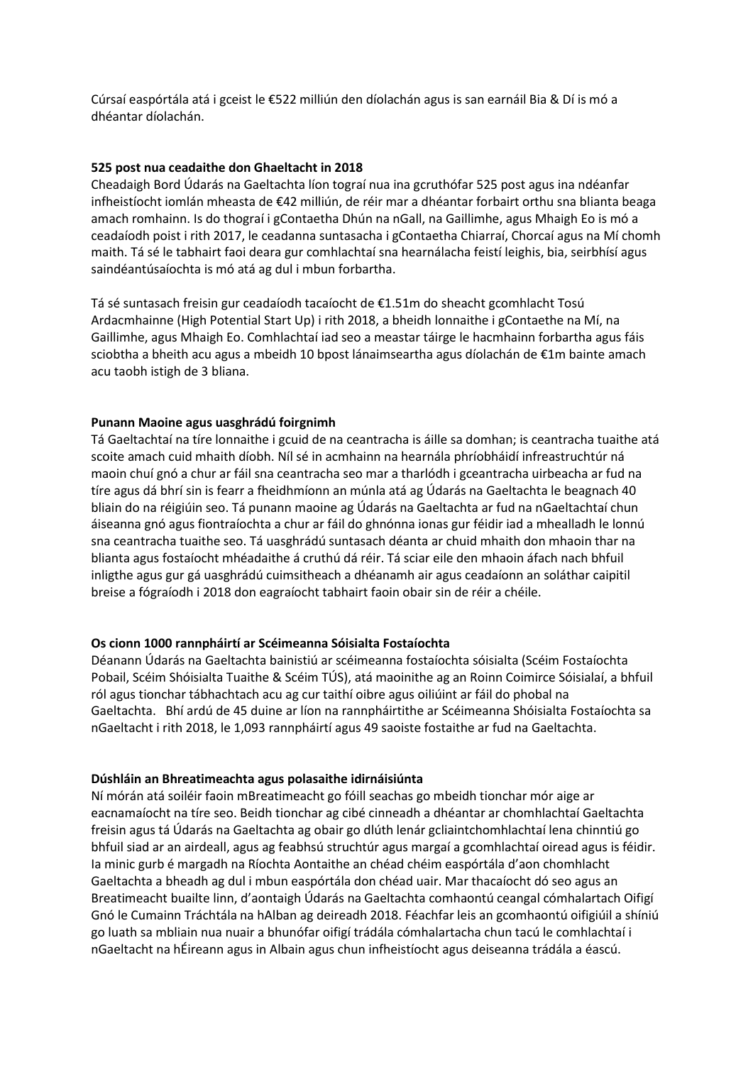Cúrsaí easpórtála atá i gceist le €522 milliún den díolachán agus is san earnáil Bia & Dí is mó a dhéantar díolachán.

**525 post nua ceadaithe don Ghaeltacht in 2018**

Cheadaigh Bord Údarás na Gaeltachta líon tograí nua ina gcruthófar 525 post agus ina ndéanfar infheistíocht iomlán mheasta de €42 milliún, de réir mar a dhéantar forbairt orthu sna blianta beaga amach romhainn. Is do thograí i gContaetha Dhún na nGall, na Gaillimhe, agus Mhaigh Eo is mó a ceadaíodh poist i rith 2017, le ceadanna suntasacha i gContaetha Chiarraí, Chorcaí agus na Mí chomh maith. Tá sé le tabhairt faoi deara gur comhlachtaí sna hearnálacha feistí leighis, bia, seirbhísí agus saindéantúsaíochta is mó atá ag dul i mbun forbartha.

Tá sé suntasach freisin gur ceadaíodh tacaíocht de €1.51m do sheacht gcomhlacht Tosú Ardacmhainne (High Potential Start Up) i rith 2018, a bheidh lonnaithe i gContaethe na Mí, na Gaillimhe, agus Mhaigh Eo. Comhlachtaí iad seo a meastar táirge le hacmhainn forbartha agus fáis sciobtha a bheith acu agus a mbeidh 10 bpost lánaimseartha agus díolachán de €1m bainte amach acu taobh istigh de 3 bliana.

**Punann Maoine agus uasghrádú foirgnimh**

Tá Gaeltachtaí na tíre lonnaithe i gcuid de na ceantracha is áille sa domhan; is ceantracha tuaithe atá scoite amach cuid mhaith díobh. Níl sé in acmhainn na hearnála phríobháidí infreastruchtúr ná maoin chuí gnó a chur ar fáil sna ceantracha seo mar a tharlódh i gceantracha uirbeacha ar fud na tíre agus dá bhrí sin is fearr a fheidhmíonn an múnla atá ag Údarás na Gaeltachta le beagnach 40 bliain do na réigiúin seo. Tá punann maoine ag Údarás na Gaeltachta ar fud na nGaeltachtaí chun áiseanna gnó agus fiontraíochta a chur ar fáil do ghnónna ionas gur féidir iad a mhealladh le lonnú sna ceantracha tuaithe seo. Tá uasghrádú suntasach déanta ar chuid mhaith don mhaoin thar na blianta agus fostaíocht mhéadaithe á cruthú dá réir. Tá sciar eile den mhaoin áfach nach bhfuil inligthe agus gur gá uasghrádú cuimsitheach a dhéanamh air agus ceadaíonn an soláthar caipitil breise a fógraíodh i 2018 don eagraíocht tabhairt faoin obair sin de réir a chéile.

**Os cionn 1000 rannpháirtí ar Scéimeanna Sóisialta Fostaíochta**

Déanann Údarás na Gaeltachta bainistiú ar scéimeanna fostaíochta sóisialta (Scéim Fostaíochta Pobail, Scéim Shóisialta Tuaithe & Scéim TÚS), atá maoinithe ag an Roinn Coimirce Sóisialaí, a bhfuil ról agus tionchar tábhachtach acu ag cur taithí oibre agus oiliúint ar fáil do phobal na Gaeltachta. Bhí ardú de 45 duine ar líon na rannpháirtithe ar Scéimeanna Shóisialta Fostaíochta sa nGaeltacht i rith 2018, le 1,093 rannpháirtí agus 49 saoiste fostaithe ar fud na Gaeltachta.

**Dúshláin an Bhreatimeachta agus polasaithe idirnáisiúnta**

Ní mórán atá soiléir faoin mBreatimeacht go fóill seachas go mbeidh tionchar mór aige ar eacnamaíocht na tíre seo. Beidh tionchar ag cibé cinneadh a dhéantar ar chomhlachtaí Gaeltachta freisin agus tá Údarás na Gaeltachta ag obair go dlúth lenár gcliaintchomhlachtaí lena chinntiú go bhfuil siad ar an airdeall, agus ag feabhsú struchtúr agus margaí a gcomhlachtaí oiread agus is féidir. Ia minic gurb é margadh na Ríochta Aontaithe an chéad chéim easpórtála d'aon chomhlacht Gaeltachta a bheadh ag dul i mbun easpórtála don chéad uair. Mar thacaíocht dó seo agus an Breatimeacht buailte linn, d'aontaigh Údarás na Gaeltachta comhaontú ceangal cómhalartach Oifigí Gnó le Cumainn Tráchtála na hAlban ag deireadh 2018. Féachfar leis an gcomhaontú oifigiúil a shíniú go luath sa mbliain nua nuair a bhunófar oifigí trádála cómhalartacha chun tacú le comhlachtaí i nGaeltacht na hÉireann agus in Albain agus chun infheistíocht agus deiseanna trádála a éascú.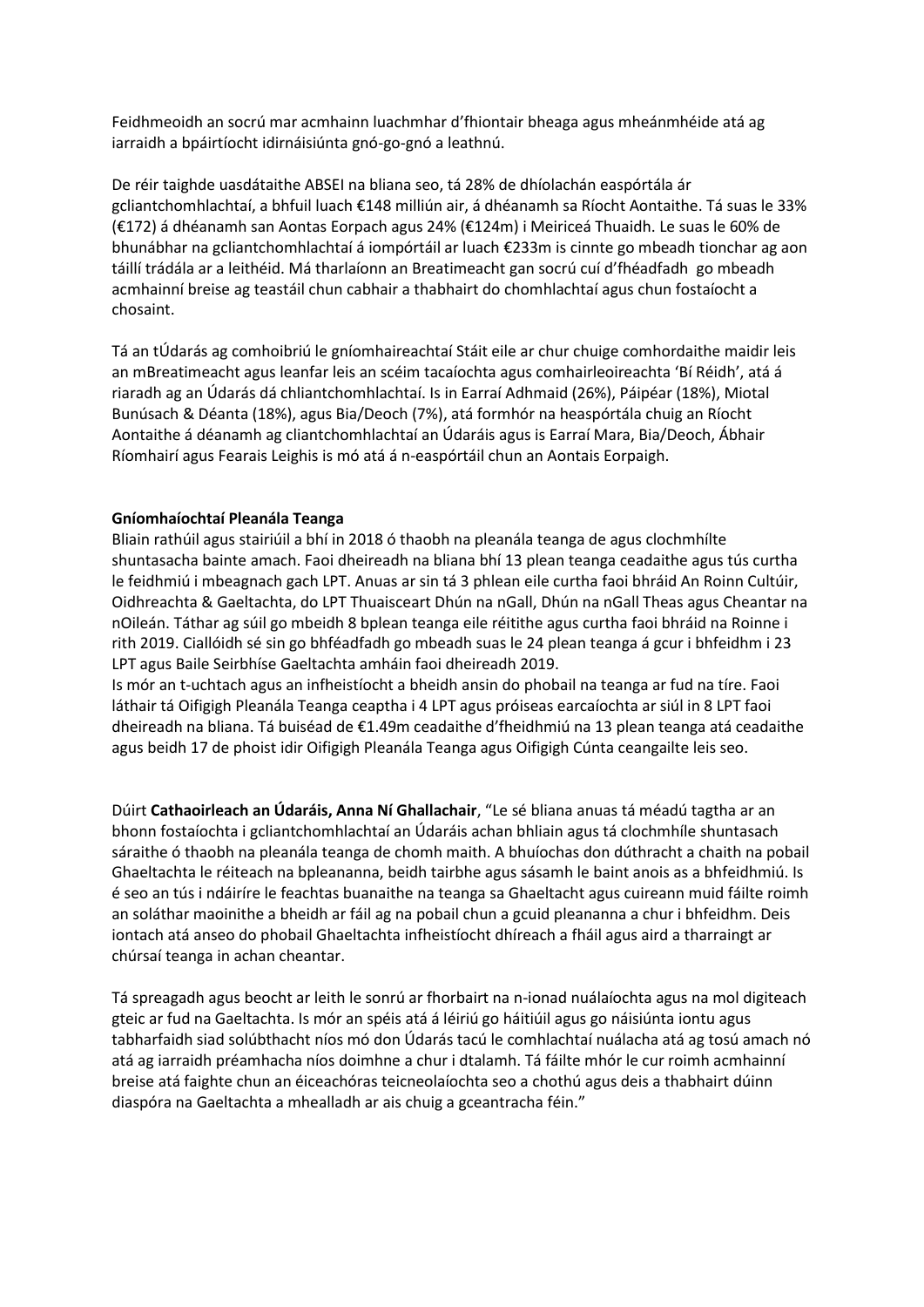Feidhmeoidh an socrú mar acmhainn luachmhar d'fhiontair bheaga agus mheánmhéide atá ag iarraidh a bpáirtíocht idirnáisiúnta gnó-go-gnó a leathnú.

De réir taighde uasdátaithe ABSEI na bliana seo, tá 28% de dhíolachán easpórtála ár gcliantchomhlachtaí, a bhfuil luach €148 milliún air, á dhéanamh sa Ríocht Aontaithe. Tá suas le 33% (€172) á dhéanamh san Aontas Eorpach agus 24% (€124m) i Meiriceá Thuaidh. Le suas le 60% de bhunábhar na gcliantchomhlachtaí á iompórtáil ar luach €233m is cinnte go mbeadh tionchar ag aon táillí trádála ar a leithéid. Má tharlaíonn an Breatimeacht gan socrú cuí d'fhéadfadh go mbeadh acmhainní breise ag teastáil chun cabhair a thabhairt do chomhlachtaí agus chun fostaíocht a chosaint.

Tá an tÚdarás ag comhoibriú le gníomhaireachtaí Stáit eile ar chur chuige comhordaithe maidir leis an mBreatimeacht agus leanfar leis an scéim tacaíochta agus comhairleoireachta 'Bí Réidh', atá á riaradh ag an Údarás dá chliantchomhlachtaí. Is in Earraí Adhmaid (26%), Páipéar (18%), Miotal Bunúsach & Déanta (18%), agus Bia/Deoch (7%), atá formhór na heaspórtála chuig an Ríocht Aontaithe á déanamh ag cliantchomhlachtaí an Údaráis agus is Earraí Mara, Bia/Deoch, Ábhair Ríomhairí agus Fearais Leighis is mó atá á n-easpórtáil chun an Aontais Eorpaigh.

**Gníomhaíochtaí Pleanála Teanga**

Bliain rathúil agus stairiúil a bhí in 2018 ó thaobh na pleanála teanga de agus clochmhílte shuntasacha bainte amach. Faoi dheireadh na bliana bhí 13 plean teanga ceadaithe agus tús curtha le feidhmiú i mbeagnach gach LPT. Anuas ar sin tá 3 phlean eile curtha faoi bhráid An Roinn Cultúir, Oidhreachta & Gaeltachta, do LPT Thuaisceart Dhún na nGall, Dhún na nGall Theas agus Cheantar na nOileán. Táthar ag súil go mbeidh 8 bplean teanga eile réitithe agus curtha faoi bhráid na Roinne i rith 2019. Ciallóidh sé sin go bhféadfadh go mbeadh suas le 24 plean teanga á gcur i bhfeidhm i 23 LPT agus Baile Seirbhíse Gaeltachta amháin faoi dheireadh 2019.
Is mór an t-uchtach agus an infheistíocht a bheidh ansin do phobail na teanga ar fud na tíre. Faoi láthair tá Oifigigh Pleanála Teanga ceaptha i 4 LPT agus próiseas earcaíochta ar siúl in 8 LPT faoi dheireadh na bliana. Tá buiséad de €1.49m ceadaithe d'fheidhmiú na 13 plean teanga atá ceadaithe agus beidh 17 de phoist idir Oifigigh Pleanála Teanga agus Oifigigh Cúnta ceangailte leis seo.

Dúirt **Cathaoirleach an Údaráis, Anna Ní Ghallachair**, "Le sé bliana anuas tá méadú tagtha ar an bhonn fostaíochta i gcliantchomhlachtaí an Údaráis achan bhliain agus tá clochmhíle shuntasach sáraithe ó thaobh na pleanála teanga de chomh maith. A bhuíochas don dúthracht a chaith na pobail Ghaeltachta le réiteach na bpleananna, beidh tairbhe agus sásamh le baint anois as a bhfeidhmiú. Is é seo an tús i ndáiríre le feachtas buanaithe na teanga sa Ghaeltacht agus cuireann muid fáilte roimh an soláthar maoinithe a bheidh ar fáil ag na pobail chun a gcuid pleananna a chur i bhfeidhm. Deis iontach atá anseo do phobail Ghaeltachta infheistíocht dhíreach a fháil agus aird a tharraingt ar chúrsaí teanga in achan cheantar.

Tá spreagadh agus beocht ar leith le sonrú ar fhorbairt na n-ionad nuálaíochta agus na mol digiteach gteic ar fud na Gaeltachta. Is mór an spéis atá á léiriú go háitiúil agus go náisiúnta iontu agus tabharfaidh siad solúbthacht níos mó don Údarás tacú le comhlachtaí nuálacha atá ag tosú amach nó atá ag iarraidh préamhacha níos doimhne a chur i dtalamh. Tá fáilte mhór le cur roimh acmhainní breise atá faighte chun an éiceachóras teicneolaíochta seo a chothú agus deis a thabhairt dúinn diaspóra na Gaeltachta a mhealladh ar ais chuig a gceantracha féin."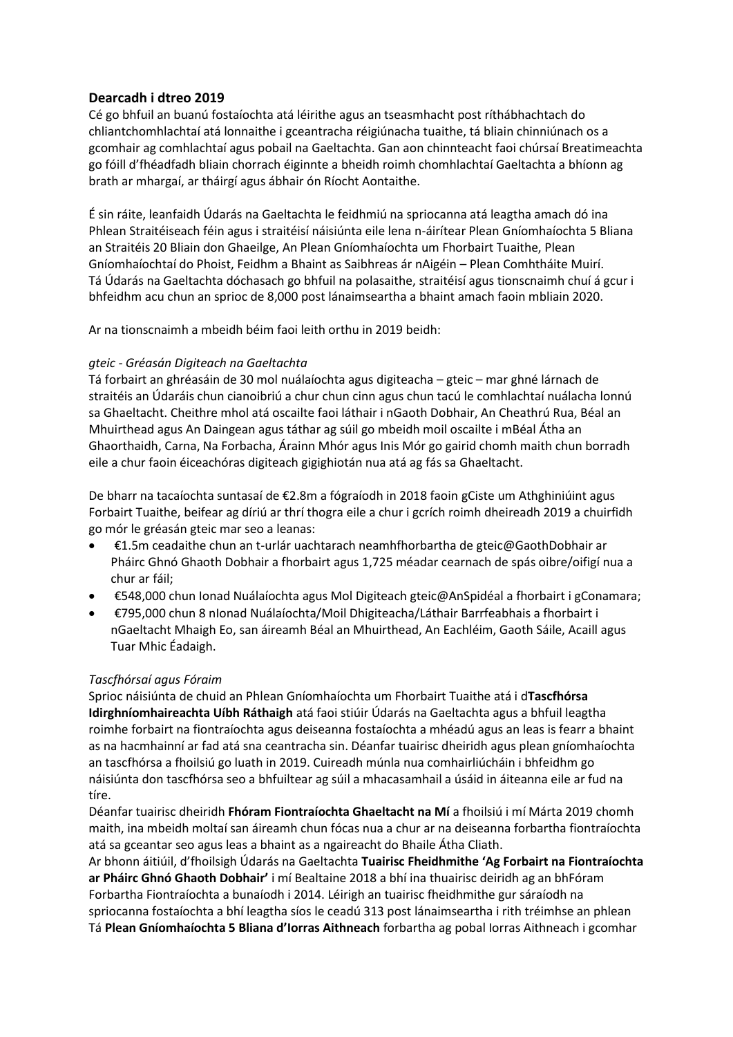## Dearcadh i dtreo 2019

Cé go bhfuil an buanú fostaíochta atá léirithe agus an tseasmhacht post ríthábhachtach do chliantchomhlachtaí atá lonnaithe i gceantracha réigiúnacha tuaithe, tá bliain chinniúnach os a gcomhair ag comhlachtaí agus pobail na Gaeltachta. Gan aon chinnteacht faoi chúrsaí Breatimeachta go fóill d'fhéadfadh bliain chorrach éiginnte a bheidh roimh chomhlachtaí Gaeltachta a bhíonn ag brath ar mhargaí, ar tháirgí agus ábhair ón Ríocht Aontaithe.

É sin ráite, leanfaidh Údarás na Gaeltachta le feidhmiú na spriocanna atá leagtha amach dó ina Phlean Straitéiseach féin agus i straitéisí náisiúnta eile lena n-áirítear Plean Gníomhaíochta 5 Bliana an Straitéis 20 Bliain don Ghaeilge, An Plean Gníomhaíochta um Fhorbairt Tuaithe, Plean Gníomhaíochtaí do Phoist, Feidhm a Bhaint as Saibhreas ár nAigéin – Plean Comhtháite Muirí. Tá Údarás na Gaeltachta dóchasach go bhfuil na polasaithe, straitéisí agus tionscnaimh chuí á gcur i bhfeidhm acu chun an sprioc de 8,000 post lánaimseartha a bhaint amach faoin mbliain 2020.

Ar na tionscnaimh a mbeidh béim faoi leith orthu in 2019 beidh:

*gteic - Gréasán Digiteach na Gaeltachta*

Tá forbairt an ghréasáin de 30 mol nuálaíochta agus digiteacha – gteic – mar ghné lárnach de straitéis an Údaráis chun cianoibriú a chur chun cinn agus chun tacú le comhlachtaí nuálacha lonnú sa Ghaeltacht. Cheithre mhol atá oscailte faoi láthair i nGaoth Dobhair, An Cheathrú Rua, Béal an Mhuirthead agus An Daingean agus táthar ag súil go mbeidh moil oscailte i mBéal Átha an Ghaorthaidh, Carna, Na Forbacha, Árainn Mhór agus Inis Mór go gairid chomh maith chun borradh eile a chur faoin éiceachóras digiteach gigighiotán nua atá ag fás sa Ghaeltacht.

De bharr na tacaíochta suntasaí de €2.8m a fógraíodh in 2018 faoin gCiste um Athghiniúint agus Forbairt Tuaithe, beifear ag díriú ar thrí thogra eile a chur i gcrích roimh dheireadh 2019 a chuirfidh go mór le gréasán gteic mar seo a leanas:

- €1.5m ceadaithe chun an t-urlár uachtarach neamhfhorbartha de gteic@GaothDobhair ar Pháirc Ghnó Ghaoth Dobhair a fhorbairt agus 1,725 méadar cearnach de spás oibre/oifigí nua a chur ar fáil;
- €548,000 chun Ionad Nuálaíochta agus Mol Digiteach gteic@AnSpidéal a fhorbairt i gConamara;
- €795,000 chun 8 nIonad Nuálaíochta/Moil Dhigiteacha/Láthair Barrfeabhais a fhorbairt i nGaeltacht Mhaigh Eo, san áireamh Béal an Mhuirthead, An Eachléim, Gaoth Sáile, Acaill agus Tuar Mhic Éadaigh.

*Tascfhórsaí agus Fóraim*

Sprioc náisiúnta de chuid an Phlean Gníomhaíochta um Fhorbairt Tuaithe atá i d**Tascfhórsa Idirghníomhaireachta Uíbh Ráthaigh** atá faoi stiúir Údarás na Gaeltachta agus a bhfuil leagtha roimhe forbairt na fiontraíochta agus deiseanna fostaíochta a mhéadú agus an leas is fearr a bhaint as na hacmhainní ar fad atá sna ceantracha sin. Déanfar tuairisc dheiridh agus plean gníomhaíochta an tascfhórsa a fhoilsiú go luath in 2019. Cuireadh múnla nua comhairliúcháin i bhfeidhm go náisiúnta don tascfhórsa seo a bhfuiltear ag súil a mhacasamhail a úsáid in áiteanna eile ar fud na tíre.

Déanfar tuairisc dheiridh **Fhóram Fiontraíochta Ghaeltacht na Mí** a fhoilsiú i mí Márta 2019 chomh maith, ina mbeidh moltaí san áireamh chun fócas nua a chur ar na deiseanna forbartha fiontraíochta atá sa gceantar seo agus leas a bhaint as a ngaireacht do Bhaile Átha Cliath.

Ar bhonn áitiúil, d'fhoilsigh Údarás na Gaeltachta **Tuairisc Fheidhmithe 'Ag Forbairt na Fiontraíochta ar Pháirc Ghnó Ghaoth Dobhair'** i mí Bealtaine 2018 a bhí ina thuairisc deiridh ag an bhFóram Forbartha Fiontraíochta a bunaíodh i 2014. Léirigh an tuairisc fheidhmithe gur sáraíodh na spriocanna fostaíochta a bhí leagtha síos le ceadú 313 post lánaimseartha i rith tréimhse an phlean

Tá **Plean Gníomhaíochta 5 Bliana d'Iorras Aithneach** forbartha ag pobal Iorras Aithneach i gcomhar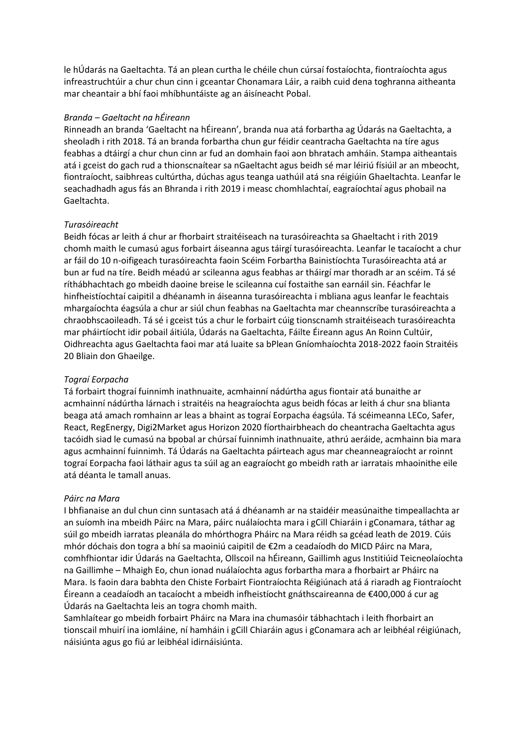le hÚdarás na Gaeltachta. Tá an plean curtha le chéile chun cúrsaí fostaíochta, fiontraíochta agus infreastruchtúir a chur chun cinn i gceantar Chonamara Láir, a raibh cuid dena toghranna aitheanta mar cheantair a bhí faoi mhíbhuntáiste ag an áisíneacht Pobal.

*Branda – Gaeltacht na hÉireann*

Rinneadh an branda 'Gaeltacht na hÉireann', branda nua atá forbartha ag Údarás na Gaeltachta, a sheoladh i rith 2018. Tá an branda forbartha chun gur féidir ceantracha Gaeltachta na tíre agus feabhas a dtáirgí a chur chun cinn ar fud an domhain faoi aon bhratach amháin. Stampa aitheantais atá i gceist do gach rud a thionscnaítear sa nGaeltacht agus beidh sé mar léiriú físiúil ar an mbeocht, fiontraíocht, saibhreas cultúrtha, dúchas agus teanga uathúil atá sna réigiúin Ghaeltachta. Leanfar le seachadhadh agus fás an Bhranda i rith 2019 i measc chomhlachtaí, eagraíochtaí agus phobail na Gaeltachta.

*Turasóireacht*

Beidh fócas ar leith á chur ar fhorbairt straitéiseach na turasóireachta sa Ghaeltacht i rith 2019 chomh maith le cumasú agus forbairt áiseanna agus táirgí turasóireachta. Leanfar le tacaíocht a chur ar fáil do 10 n-oifigeach turasóireachta faoin Scéim Forbartha Bainistíochta Turasóireachta atá ar bun ar fud na tíre. Beidh méadú ar scileanna agus feabhas ar tháirgí mar thoradh ar an scéim. Tá sé ríthábhachtach go mbeidh daoine breise le scileanna cuí fostaithe san earnáil sin. Féachfar le hinfheistíochtaí caipitil a dhéanamh in áiseanna turasóireachta i mbliana agus leanfar le feachtais mhargaíochta éagsúla a chur ar siúl chun feabhas na Gaeltachta mar cheannscríbe turasóireachta a chraobhscaoileadh. Tá sé i gceist tús a chur le forbairt cúig tionscnamh straitéiseach turasóireachta mar pháirtíocht idir pobail áitiúla, Údarás na Gaeltachta, Fáilte Éireann agus An Roinn Cultúir, Oidhreachta agus Gaeltachta faoi mar atá luaite sa bPlean Gníomhaíochta 2018-2022 faoin Straitéis 20 Bliain don Ghaeilge.

*Tograí Eorpacha*

Tá forbairt thograí fuinnimh inathnuaite, acmhainní nádúrtha agus fiontair atá bunaithe ar acmhainní nádúrtha lárnach i straitéis na heagraíochta agus beidh fócas ar leith á chur sna blianta beaga atá amach romhainn ar leas a bhaint as tograí Eorpacha éagsúla. Tá scéimeanna LECo, Safer, React, RegEnergy, Digi2Market agus Horizon 2020 fíorthairbheach do cheantracha Gaeltachta agus tacóidh siad le cumasú na bpobal ar chúrsaí fuinnimh inathnuaite, athrú aeráide, acmhainn bia mara agus acmhainní fuinnimh. Tá Údarás na Gaeltachta páirteach agus mar cheanneagraíocht ar roinnt tograí Eorpacha faoi láthair agus ta súil ag an eagraíocht go mbeidh rath ar iarratais mhaoinithe eile atá déanta le tamall anuas.

*Páirc na Mara*

I bhfianaise an dul chun cinn suntasach atá á dhéanamh ar na staidéir measúnaithe timpeallachta ar an suíomh ina mbeidh Páirc na Mara, páirc nuálaíochta mara i gCill Chiaráin i gConamara, táthar ag súil go mbeidh iarratas pleanála do mhórthogra Pháirc na Mara réidh sa gcéad leath de 2019. Cúis mhór dóchais don togra a bhí sa maoiniú caipitil de €2m a ceadaíodh do MICD Páirc na Mara, comhfhiontar idir Údarás na Gaeltachta, Ollscoil na hÉireann, Gaillimh agus Institiúid Teicneolaíochta na Gaillimhe – Mhaigh Eo, chun ionad nuálaíochta agus forbartha mara a fhorbairt ar Pháirc na Mara. Is faoin dara babhta den Chiste Forbairt Fiontraíochta Réigiúnach atá á riaradh ag Fiontraíocht Éireann a ceadaíodh an tacaíocht a mbeidh infheistíocht gnáthscaireanna de €400,000 á cur ag Údarás na Gaeltachta leis an togra chomh maith.

Samhlaítear go mbeidh forbairt Pháirc na Mara ina chumasóir tábhachtach i leith fhorbairt an tionscail mhuirí ina iomláine, ní hamháin i gCill Chiaráin agus i gConamara ach ar leibhéal réigiúnach, náisiúnta agus go fiú ar leibhéal idirnáisiúnta.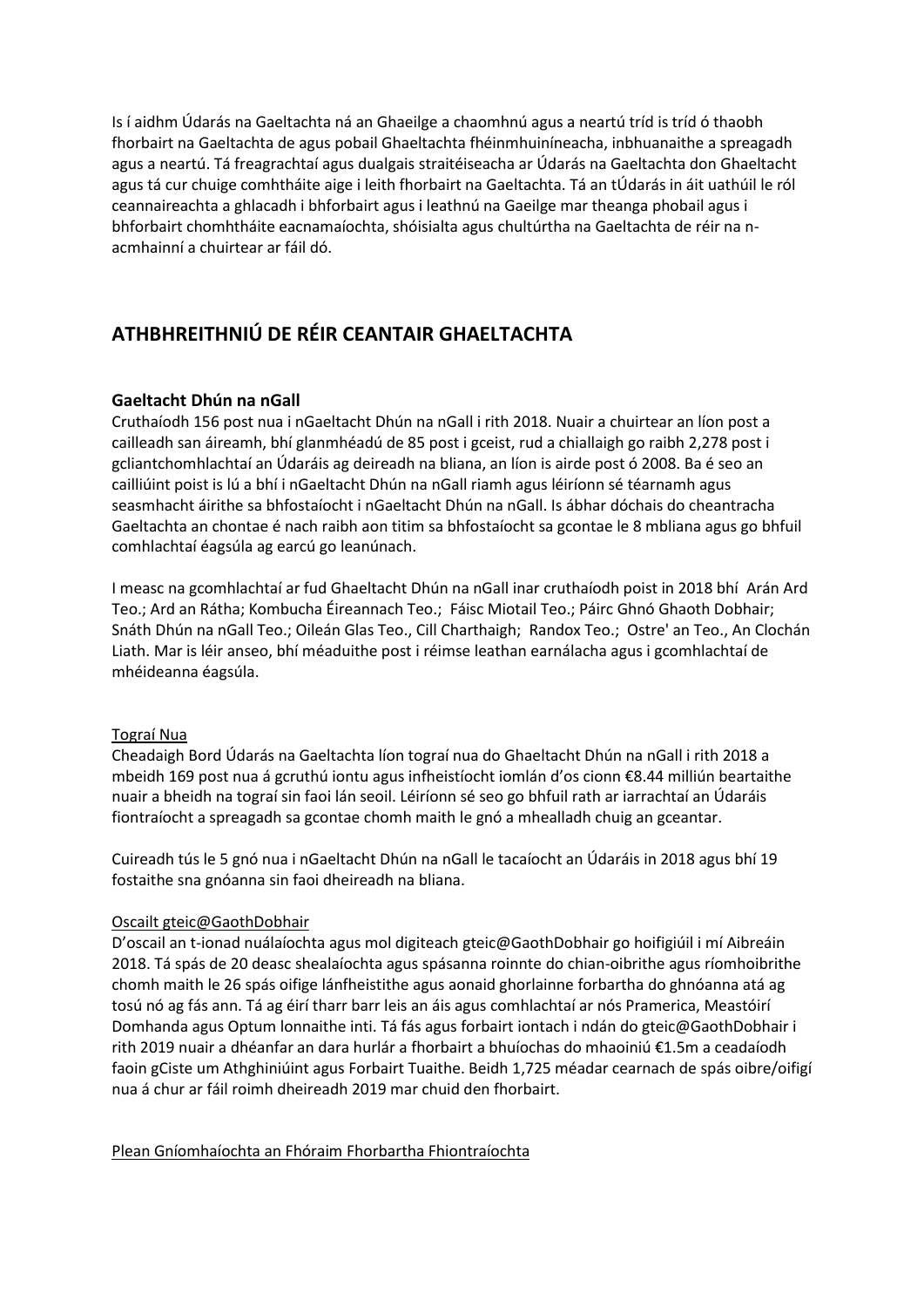Is í aidhm Údarás na Gaeltachta ná an Ghaeilge a chaomhnú agus a neartú tríd is tríd ó thaobh fhorbairt na Gaeltachta de agus pobail Ghaeltachta fhéinmhuiníneacha, inbhuanaithe a spreagadh agus a neartú. Tá freagrachtaí agus dualgais straitéiseacha ar Údarás na Gaeltachta don Ghaeltacht agus tá cur chuige comhtháite aige i leith fhorbairt na Gaeltachta. Tá an tÚdarás in áit uathúil le ról ceannaireachta a ghlacadh i bhforbairt agus i leathnú na Gaeilge mar theanga phobail agus i bhforbairt chomhtháite eacnamaíochta, shóisialta agus chultúrtha na Gaeltachta de réir na n-acmhainní a chuirtear ar fáil dó.

## ATHBHREITHNIÚ DE RÉIR CEANTAIR GHAELTACHTA

### Gaeltacht Dhún na nGall

Cruthaíodh 156 post nua i nGaeltacht Dhún na nGall i rith 2018. Nuair a chuirtear an líon post a cailleadh san áireamh, bhí glanmhéadú de 85 post i gceist, rud a chiallaigh go raibh 2,278 post i gcliantchomhlachtaí an Údaráis ag deireadh na bliana, an líon is airde post ó 2008. Ba é seo an cailliúint poist is lú a bhí i nGaeltacht Dhún na nGall riamh agus léiríonn sé téarnamh agus seasmhacht áirithe sa bhfostaíocht i nGaeltacht Dhún na nGall. Is ábhar dóchais do cheantracha Gaeltachta an chontae é nach raibh aon titim sa bhfostaíocht sa gcontae le 8 mbliana agus go bhfuil comhlachtaí éagsúla ag earcú go leanúnach.

I measc na gcomhlachtaí ar fud Ghaeltacht Dhún na nGall inar cruthaíodh poist in 2018 bhí Arán Ard Teo.; Ard an Rátha; Kombucha Éireannach Teo.; Fáisc Miotail Teo.; Páirc Ghnó Ghaoth Dobhair; Snáth Dhún na nGall Teo.; Oileán Glas Teo., Cill Charthaigh; Randox Teo.; Ostre' an Teo., An Clochán Liath. Mar is léir anseo, bhí méaduithe post i réimse leathan earnálacha agus i gcomhlachtaí de mhéideanna éagsúla.

<u>Tograí Nua</u>

Cheadaigh Bord Údarás na Gaeltachta líon tograí nua do Ghaeltacht Dhún na nGall i rith 2018 a mbeidh 169 post nua á gcruthú iontu agus infheistíocht iomlán d'os cionn €8.44 milliún beartaithe nuair a bheidh na tograí sin faoi lán seoil. Léiríonn sé seo go bhfuil rath ar iarrachtaí an Údaráis fiontraíocht a spreagadh sa gcontae chomh maith le gnó a mhealladh chuig an gceantar.

Cuireadh tús le 5 gnó nua i nGaeltacht Dhún na nGall le tacaíocht an Údaráis in 2018 agus bhí 19 fostaithe sna gnóanna sin faoi dheireadh na bliana.

<u>Oscailt gteic@GaothDobhair</u>

D'oscail an t-ionad nuálaíochta agus mol digiteach gteic@GaothDobhair go hoifigiúil i mí Aibreáin 2018. Tá spás de 20 deasc shealaíochta agus spásanna roinnte do chian-oibrithe agus ríomhoibrithe chomh maith le 26 spás oifige lánfheistithe agus aonaid ghorlainne forbartha do ghnóanna atá ag tosú nó ag fás ann. Tá ag éirí tharr barr leis an áis agus comhlachtaí ar nós Pramerica, Meastóirí Domhanda agus Optum lonnaithe inti. Tá fás agus forbairt iontach i ndán do gteic@GaothDobhair i rith 2019 nuair a dhéanfar an dara hurlár a fhorbairt a bhuíochas do mhaoiniú €1.5m a ceadaíodh faoin gCiste um Athghiniúint agus Forbairt Tuaithe. Beidh 1,725 méadar cearnach de spás oibre/oifigí nua á chur ar fáil roimh dheireadh 2019 mar chuid den fhorbairt.

<u>Plean Gníomhaíochta an Fhóraim Fhorbartha Fhiontraíochta</u>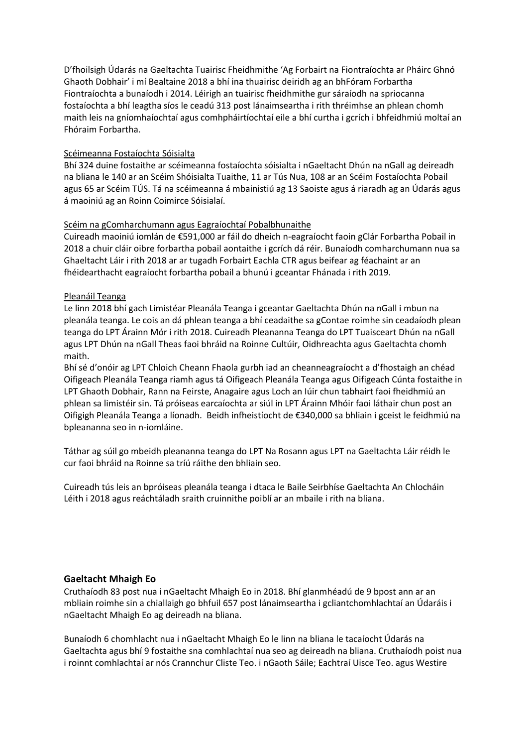D'fhoilsigh Údarás na Gaeltachta Tuairisc Fheidhmithe 'Ag Forbairt na Fiontraíochta ar Pháirc Ghnó Ghaoth Dobhair' i mí Bealtaine 2018 a bhí ina thuairisc deiridh ag an bhFóram Forbartha Fiontraíochta a bunaíodh i 2014. Léirigh an tuairisc fheidhmithe gur sáraíodh na spriocanna fostaíochta a bhí leagtha síos le ceadú 313 post lánaimseartha i rith thréimhse an phlean chomh maith leis na gníomhaíochtaí agus comhpháirtíochtaí eile a bhí curtha i gcrích i bhfeidhmiú moltaí an Fhóraim Forbartha.

Scéimeanna Fostaíochta Sóisialta

Bhí 324 duine fostaithe ar scéimeanna fostaíochta sóisialta i nGaeltacht Dhún na nGall ag deireadh na bliana le 140 ar an Scéim Shóisialta Tuaithe, 11 ar Tús Nua, 108 ar an Scéim Fostaíochta Pobail agus 65 ar Scéim TÚS. Tá na scéimeanna á mbainistiú ag 13 Saoiste agus á riaradh ag an Údarás agus á maoiniú ag an Roinn Coimirce Sóisialaí.

Scéim na gComharchumann agus Eagraíochtaí Pobalbhunaithe

Cuireadh maoiniú iomlán de €591,000 ar fáil do dheich n-eagraíocht faoin gClár Forbartha Pobail in 2018 a chuir cláir oibre forbartha pobail aontaithe i gcrích dá réir. Bunaíodh comharchumann nua sa Ghaeltacht Láir i rith 2018 ar ar tugadh Forbairt Eachla CTR agus beifear ag féachaint ar an fhéidearthacht eagraíocht forbartha pobail a bhunú i gceantar Fhánada i rith 2019.

Pleanáil Teanga

Le linn 2018 bhí gach Limistéar Pleanála Teanga i gceantar Gaeltachta Dhún na nGall i mbun na pleanála teanga. Le cois an dá phlean teanga a bhí ceadaithe sa gContae roimhe sin ceadaíodh plean teanga do LPT Árainn Mór i rith 2018. Cuireadh Pleananna Teanga do LPT Tuaisceart Dhún na nGall agus LPT Dhún na nGall Theas faoi bhráid na Roinne Cultúir, Oidhreachta agus Gaeltachta chomh maith.

Bhí sé d'onóir ag LPT Chloich Cheann Fhaola gurbh iad an cheanneagraíocht a d'fhostaigh an chéad Oifigeach Pleanála Teanga riamh agus tá Oifigeach Pleanála Teanga agus Oifigeach Cúnta fostaithe in LPT Ghaoth Dobhair, Rann na Feirste, Anagaire agus Loch an Iúir chun tabhairt faoi fheidhmiú an phlean sa limistéir sin. Tá próiseas earcaíochta ar siúl in LPT Árainn Mhóir faoi láthair chun post an Oifigigh Pleanála Teanga a líonadh. Beidh infheistíocht de €340,000 sa bhliain i gceist le feidhmiú na bpleananna seo in n-iomláine.

Táthar ag súil go mbeidh pleananna teanga do LPT Na Rosann agus LPT na Gaeltachta Láir réidh le cur faoi bhráid na Roinne sa tríú ráithe den bhliain seo.

Cuireadh tús leis an bpróiseas pleanála teanga i dtaca le Baile Seirbhíse Gaeltachta An Chlocháin Léith i 2018 agus reáchtáladh sraith cruinnithe poiblí ar an mbaile i rith na bliana.

### Gaeltacht Mhaigh Eo

Cruthaíodh 83 post nua i nGaeltacht Mhaigh Eo in 2018. Bhí glanmhéadú de 9 bpost ann ar an mbliain roimhe sin a chiallaigh go bhfuil 657 post lánaimseartha i gcliantchomhlachtaí an Údaráis i nGaeltacht Mhaigh Eo ag deireadh na bliana.

Bunaíodh 6 chomhlacht nua i nGaeltacht Mhaigh Eo le linn na bliana le tacaíocht Údarás na Gaeltachta agus bhí 9 fostaithe sna comhlachtaí nua seo ag deireadh na bliana. Cruthaíodh poist nua i roinnt comhlachtaí ar nós Crannchur Cliste Teo. i nGaoth Sáile; Eachtraí Uisce Teo. agus Westire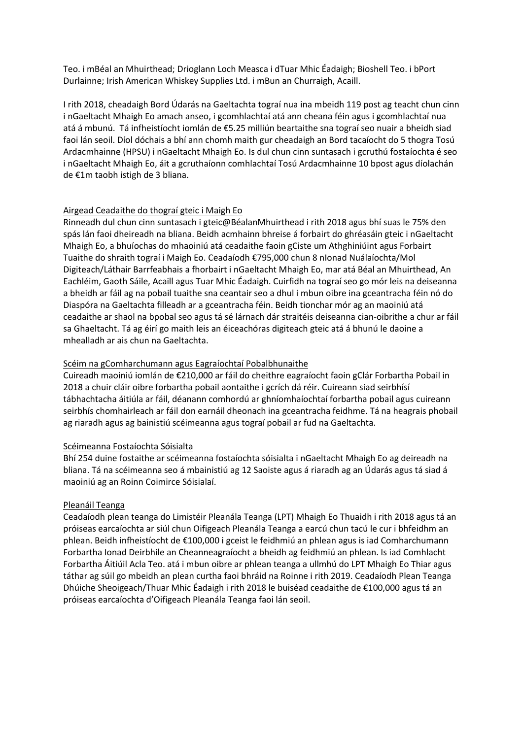Teo. i mBéal an Mhuirthead; Drioglann Loch Measca i dTuar Mhic Éadaigh; Bioshell Teo. i bPort Durlainne; Irish American Whiskey Supplies Ltd. i mBun an Churraigh, Acaill.

I rith 2018, cheadaigh Bord Údarás na Gaeltachta tograí nua ina mbeidh 119 post ag teacht chun cinn i nGaeltacht Mhaigh Eo amach anseo, i gcomhlachtaí atá ann cheana féin agus i gcomhlachtaí nua atá á mbunú.  Tá infheistíocht iomlán de €5.25 milliún beartaithe sna tograí seo nuair a bheidh siad faoi lán seoil. Díol dóchais a bhí ann chomh maith gur cheadaigh an Bord tacaíocht do 5 thogra Tosú Ardacmhainne (HPSU) i nGaeltacht Mhaigh Eo. Is dul chun cinn suntasach i gcruthú fostaíochta é seo i nGaeltacht Mhaigh Eo, áit a gcruthaíonn comhlachtaí Tosú Ardacmhainne 10 bpost agus díolachán de €1m taobh istigh de 3 bliana.

## Airgead Ceadaithe do thograí gteic i Maigh Eo

Rinneadh dul chun cinn suntasach i gteic@BéalanMhuirthead i rith 2018 agus bhí suas le 75% den spás lán faoi dheireadh na bliana. Beidh acmhainn bhreise á forbairt do ghréasáin gteic i nGaeltacht Mhaigh Eo, a bhuíochas do mhaoiniú atá ceadaithe faoin gCiste um Athghiniúint agus Forbairt Tuaithe do shraith tograí i Maigh Eo. Ceadaíodh €795,000 chun 8 nIonad Nuálaíochta/Mol Digiteach/Láthair Barrfeabhais a fhorbairt i nGaeltacht Mhaigh Eo, mar atá Béal an Mhuirthead, An Eachléim, Gaoth Sáile, Acaill agus Tuar Mhic Éadaigh. Cuirfidh na tograí seo go mór leis na deiseanna a bheidh ar fáil ag na pobail tuaithe sna ceantair seo a dhul i mbun oibre ina gceantracha féin nó do Diaspóra na Gaeltachta filleadh ar a gceantracha féin. Beidh tionchar mór ag an maoiniú atá ceadaithe ar shaol na bpobal seo agus tá sé lárnach dár straitéis deiseanna cian-oibrithe a chur ar fáil sa Ghaeltacht. Tá ag éirí go maith leis an éiceachóras digiteach gteic atá á bhunú le daoine a mhealladh ar ais chun na Gaeltachta.

## Scéim na gComharchumann agus Eagraíochtaí Pobalbhunaithe

Cuireadh maoiniú iomlán de €210,000 ar fáil do cheithre eagraíocht faoin gClár Forbartha Pobail in 2018 a chuir cláir oibre forbartha pobail aontaithe i gcrích dá réir. Cuireann siad seirbhísí tábhachtacha áitiúla ar fáil, déanann comhordú ar ghníomhaíochtaí forbartha pobail agus cuireann seirbhís chomhairleach ar fáil don earnáil dheonach ina gceantracha feidhme. Tá na heagrais phobail ag riaradh agus ag bainistiú scéimeanna agus tograí pobail ar fud na Gaeltachta.

## Scéimeanna Fostaíochta Sóisialta

Bhí 254 duine fostaithe ar scéimeanna fostaíochta sóisialta i nGaeltacht Mhaigh Eo ag deireadh na bliana. Tá na scéimeanna seo á mbainistiú ag 12 Saoiste agus á riaradh ag an Údarás agus tá siad á maoiniú ag an Roinn Coimirce Sóisialaí.

## Pleanáil Teanga

Ceadaíodh plean teanga do Limistéir Pleanála Teanga (LPT) Mhaigh Eo Thuaidh i rith 2018 agus tá an próiseas earcaíochta ar siúl chun Oifigeach Pleanála Teanga a earcú chun tacú le cur i bhfeidhm an phlean. Beidh infheistíocht de €100,000 i gceist le feidhmiú an phlean agus is iad Comharchumann Forbartha Ionad Deirbhile an Cheanneagraíocht a bheidh ag feidhmiú an phlean. Is iad Comhlacht Forbartha Áitiúil Acla Teo. atá i mbun oibre ar phlean teanga a ullmhú do LPT Mhaigh Eo Thiar agus táthar ag súil go mbeidh an plean curtha faoi bhráid na Roinne i rith 2019. Ceadaíodh Plean Teanga Dhúiche Sheoigeach/Thuar Mhic Éadaigh i rith 2018 le buiséad ceadaithe de €100,000 agus tá an próiseas earcaíochta d'Oifigeach Pleanála Teanga faoi lán seoil.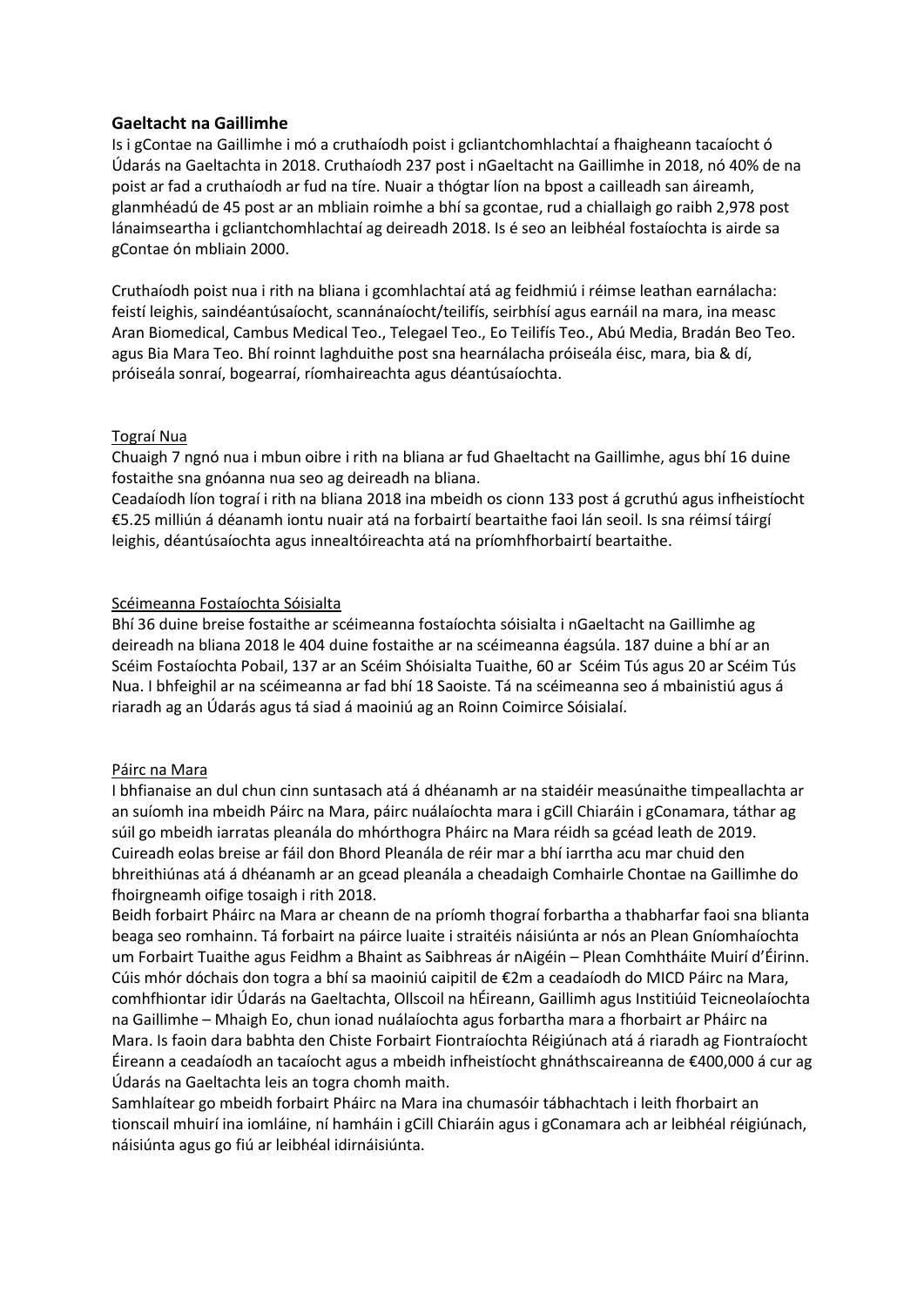## Gaeltacht na Gaillimhe

Is i gContae na Gaillimhe i mó a cruthaíodh poist i gcliantchomhlachtaí a fhaigheann tacaíocht ó Údarás na Gaeltachta in 2018. Cruthaíodh 237 post i nGaeltacht na Gaillimhe in 2018, nó 40% de na poist ar fad a cruthaíodh ar fud na tíre. Nuair a thógtar líon na bpost a cailleadh san áireamh, glanmhéadú de 45 post ar an mbliain roimhe a bhí sa gcontae, rud a chiallaigh go raibh 2,978 post lánaimseartha i gcliantchomhlachtaí ag deireadh 2018. Is é seo an leibhéal fostaíochta is airde sa gContae ón mbliain 2000.

Cruthaíodh poist nua i rith na bliana i gcomhlachtaí atá ag feidhmiú i réimse leathan earnálacha: feistí leighis, saindéantúsaíocht, scannánaíocht/teilifís, seirbhísí agus earnáil na mara, ina measc Aran Biomedical, Cambus Medical Teo., Telegael Teo., Eo Teilifís Teo., Abú Media, Bradán Beo Teo. agus Bia Mara Teo. Bhí roinnt laghduithe post sna hearnálacha próiseála éisc, mara, bia & dí, próiseála sonraí, bogearraí, ríomhaireachta agus déantúsaíochta.

### Tograí Nua

Chuaigh 7 ngnó nua i mbun oibre i rith na bliana ar fud Ghaeltacht na Gaillimhe, agus bhí 16 duine fostaithe sna gnóanna nua seo ag deireadh na bliana.
Ceadaíodh líon tograí i rith na bliana 2018 ina mbeidh os cionn 133 post á gcruthú agus infheistíocht €5.25 milliún á déanamh iontu nuair atá na forbairtí beartaithe faoi lán seoil. Is sna réimsí táirgí leighis, déantúsaíochta agus innealtóireachta atá na príomhfhorbairtí beartaithe.

### Scéimeanna Fostaíochta Sóisialta

Bhí 36 duine breise fostaithe ar scéimeanna fostaíochta sóisialta i nGaeltacht na Gaillimhe ag deireadh na bliana 2018 le 404 duine fostaithe ar na scéimeanna éagsúla. 187 duine a bhí ar an Scéim Fostaíochta Pobail, 137 ar an Scéim Shóisialta Tuaithe, 60 ar Scéim Tús agus 20 ar Scéim Tús Nua. I bhfeighil ar na scéimeanna ar fad bhí 18 Saoiste. Tá na scéimeanna seo á mbainistiú agus á riaradh ag an Údarás agus tá siad á maoiniú ag an Roinn Coimirce Sóisialaí.

### Páirc na Mara

I bhfianaise an dul chun cinn suntasach atá á dhéanamh ar na staidéir measúnaithe timpeallachta ar an suíomh ina mbeidh Páirc na Mara, páirc nuálaíochta mara i gCill Chiaráin i gConamara, táthar ag súil go mbeidh iarratas pleanála do mhórthogra Pháirc na Mara réidh sa gcéad leath de 2019. Cuireadh eolas breise ar fáil don Bhord Pleanála de réir mar a bhí iarrtha acu mar chuid den bhreithiúnas atá á dhéanamh ar an gcead pleanála a cheadaigh Comhairle Chontae na Gaillimhe do fhoirgneamh oifige tosaigh i rith 2018.
Beidh forbairt Pháirc na Mara ar cheann de na príomh thograí forbartha a thabharfar faoi sna blianta beaga seo romhainn. Tá forbairt na páirce luaite i straitéis náisiúnta ar nós an Plean Gníomhaíochta um Forbairt Tuaithe agus Feidhm a Bhaint as Saibhreas ár nAigéin – Plean Comhtháite Muirí d'Éirinn. Cúis mhór dóchais don togra a bhí sa maoiniú caipitil de €2m a ceadaíodh do MICD Páirc na Mara, comhfhiontar idir Údarás na Gaeltachta, Ollscoil na hÉireann, Gaillimh agus Institiúid Teicneolaíochta na Gaillimhe – Mhaigh Eo, chun ionad nuálaíochta agus forbartha mara a fhorbairt ar Pháirc na Mara. Is faoin dara babhta den Chiste Forbairt Fiontraíochta Réigiúnach atá á riaradh ag Fiontraíocht Éireann a ceadaíodh an tacaíocht agus a mbeidh infheistíocht ghnáthscaireanna de €400,000 á cur ag Údarás na Gaeltachta leis an togra chomh maith.
Samhlaítear go mbeidh forbairt Pháirc na Mara ina chumasóir tábhachtach i leith fhorbairt an tionscail mhuirí ina iomláine, ní hamháin i gCill Chiaráin agus i gConamara ach ar leibhéal réigiúnach, náisiúnta agus go fiú ar leibhéal idirnáisiúnta.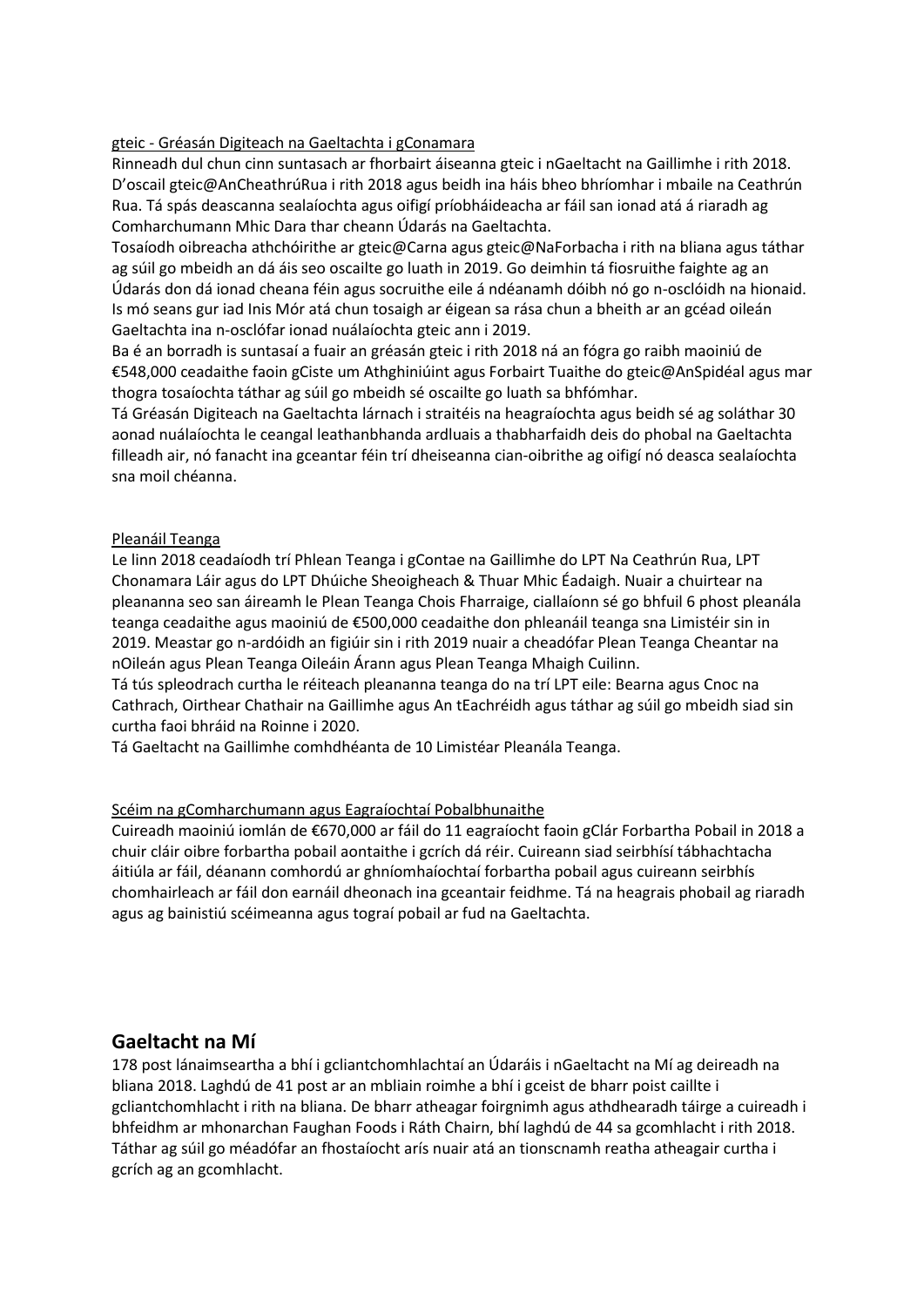<u>gteic - Gréasán Digiteach na Gaeltachta i gConamara</u>

Rinneadh dul chun cinn suntasach ar fhorbairt áiseanna gteic i nGaeltacht na Gaillimhe i rith 2018. D'oscail gteic@AnCheathrúRua i rith 2018 agus beidh ina háis bheo bhríomhar i mbaile na Ceathrún Rua. Tá spás deascanna sealaíochta agus oifigí príobháideacha ar fáil san ionad atá á riaradh ag Comharchumann Mhic Dara thar cheann Údarás na Gaeltachta.

Tosaíodh oibreacha athchóirithe ar gteic@Carna agus gteic@NaForbacha i rith na bliana agus táthar ag súil go mbeidh an dá áis seo oscailte go luath in 2019. Go deimhin tá fiosruithe faighte ag an Údarás don dá ionad cheana féin agus socruithe eile á ndéanamh dóibh nó go n-osclóidh na hionaid. Is mó seans gur iad Inis Mór atá chun tosaigh ar éigean sa rása chun a bheith ar an gcéad oileán Gaeltachta ina n-osclófar ionad nuálaíochta gteic ann i 2019.

Ba é an borradh is suntasaí a fuair an gréasán gteic i rith 2018 ná an fógra go raibh maoiniú de €548,000 ceadaithe faoin gCiste um Athghiniúint agus Forbairt Tuaithe do gteic@AnSpidéal agus mar thogra tosaíochta táthar ag súil go mbeidh sé oscailte go luath sa bhfómhar.

Tá Gréasán Digiteach na Gaeltachta lárnach i straitéis na heagraíochta agus beidh sé ag soláthar 30 aonad nuálaíochta le ceangal leathanbhanda ardluais a thabharfaidh deis do phobal na Gaeltachta filleadh air, nó fanacht ina gceantar féin trí dheiseanna cian-oibrithe ag oifigí nó deasca sealaíochta sna moil chéanna.

<u>Pleanáil Teanga</u>

Le linn 2018 ceadaíodh trí Phlean Teanga i gContae na Gaillimhe do LPT Na Ceathrún Rua, LPT Chonamara Láir agus do LPT Dhúiche Sheoigheach & Thuar Mhic Éadaigh. Nuair a chuirtear na pleananna seo san áireamh le Plean Teanga Chois Fharraige, ciallaíonn sé go bhfuil 6 phost pleanála teanga ceadaithe agus maoiniú de €500,000 ceadaithe don phleanáil teanga sna Limistéir sin in 2019. Meastar go n-ardóidh an figiúir sin i rith 2019 nuair a cheadófar Plean Teanga Cheantar na nOileán agus Plean Teanga Oileáin Árann agus Plean Teanga Mhaigh Cuilinn.

Tá tús spleodrach curtha le réiteach pleananna teanga do na trí LPT eile: Bearna agus Cnoc na Cathrach, Oirthear Chathair na Gaillimhe agus An tEachréidh agus táthar ag súil go mbeidh siad sin curtha faoi bhráid na Roinne i 2020.

Tá Gaeltacht na Gaillimhe comhdhéanta de 10 Limistéar Pleanála Teanga.

<u>Scéim na gComharchumann agus Eagraíochtaí Pobalbhunaithe</u>

Cuireadh maoiniú iomlán de €670,000 ar fáil do 11 eagraíocht faoin gClár Forbartha Pobail in 2018 a chuir cláir oibre forbartha pobail aontaithe i gcrích dá réir. Cuireann siad seirbhísí tábhachtacha áitiúla ar fáil, déanann comhordú ar ghníomhaíochtaí forbartha pobail agus cuireann seirbhís chomhairleach ar fáil don earnáil dheonach ina gceantair feidhme. Tá na heagrais phobail ag riaradh agus ag bainistiú scéimeanna agus tograí pobail ar fud na Gaeltachta.

## Gaeltacht na Mí

178 post lánaimseartha a bhí i gcliantchomhlachtaí an Údaráis i nGaeltacht na Mí ag deireadh na bliana 2018. Laghdú de 41 post ar an mbliain roimhe a bhí i gceist de bharr poist caillte i gcliantchomhlacht i rith na bliana. De bharr atheagar foirgnimh agus athdhearadh táirge a cuireadh i bhfeidhm ar mhonarchan Faughan Foods i Ráth Chairn, bhí laghdú de 44 sa gcomhlacht i rith 2018. Táthar ag súil go méadófar an fhostaíocht arís nuair atá an tionscnamh reatha atheagair curtha i gcrích ag an gcomhlacht.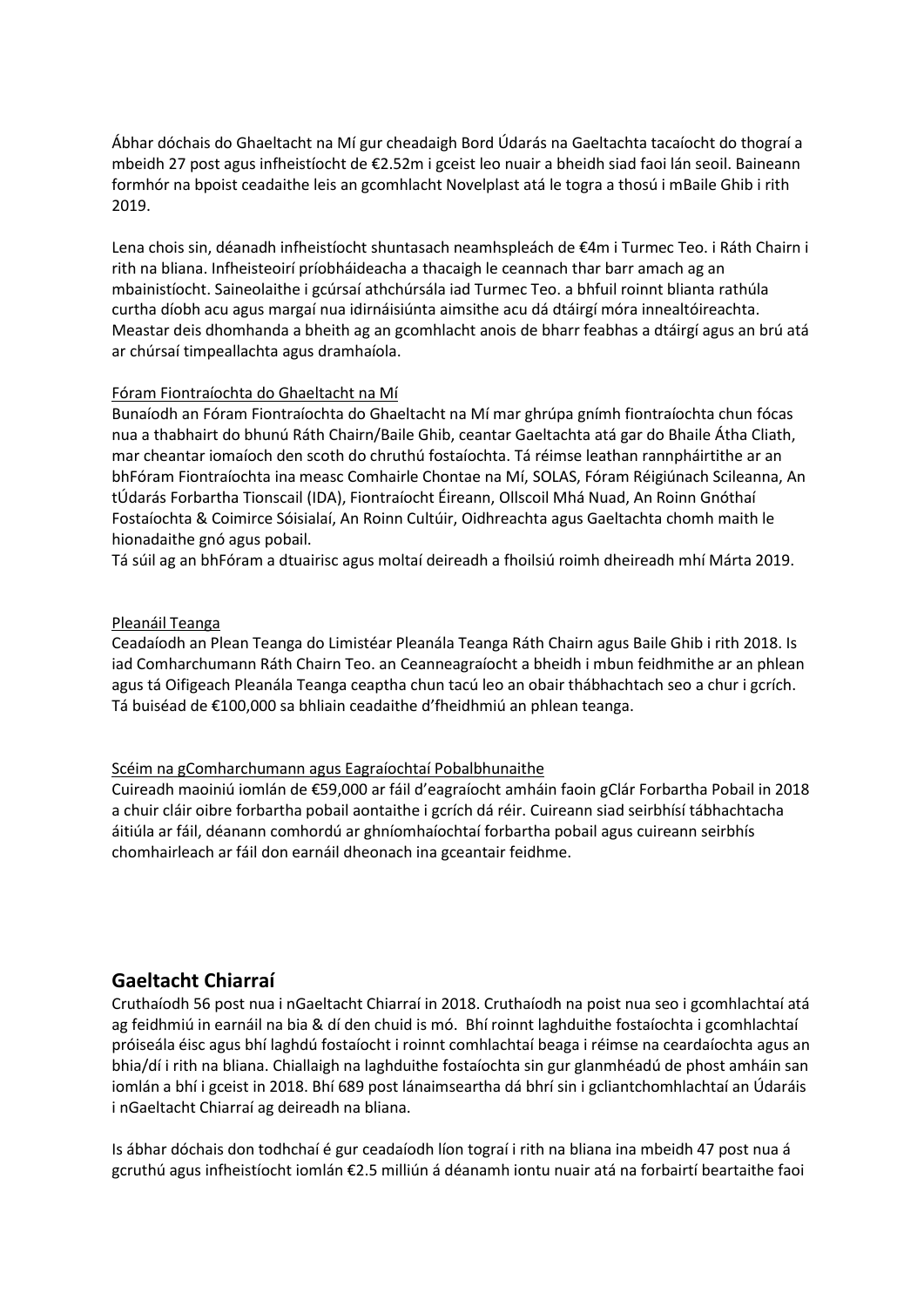Ábhar dóchais do Ghaeltacht na Mí gur cheadaigh Bord Údarás na Gaeltachta tacaíocht do thograí a mbeidh 27 post agus infheistíocht de €2.52m i gceist leo nuair a bheidh siad faoi lán seoil. Baineann formhór na bpoist ceadaithe leis an gcomhlacht Novelplast atá le togra a thosú i mBaile Ghib i rith 2019.

Lena chois sin, déanadh infheistíocht shuntasach neamhspleách de €4m i Turmec Teo. i Ráth Chairn i rith na bliana. Infheisteoirí príobháideacha a thacaigh le ceannach thar barr amach ag an mbainistíocht. Saineolaithe i gcúrsaí athchúrsála iad Turmec Teo. a bhfuil roinnt blianta rathúla curtha díobh acu agus margaí nua idirnáisiúnta aimsithe acu dá dtáirgí móra innealtóireachta. Meastar deis dhomhanda a bheith ag an gcomhlacht anois de bharr feabhas a dtáirgí agus an brú atá ar chúrsaí timpeallachta agus dramhaíola.

Fóram Fiontraíochta do Ghaeltacht na Mí

Bunaíodh an Fóram Fiontraíochta do Ghaeltacht na Mí mar ghrúpa gnímh fiontraíochta chun fócas nua a thabhairt do bhunú Ráth Chairn/Baile Ghib, ceantar Gaeltachta atá gar do Bhaile Átha Cliath, mar cheantar iomaíoch den scoth do chruthú fostaíochta. Tá réimse leathan rannpháirtithe ar an bhFóram Fiontraíochta ina measc Comhairle Chontae na Mí, SOLAS, Fóram Réigiúnach Scileanna, An tÚdarás Forbartha Tionscail (IDA), Fiontraíocht Éireann, Ollscoil Mhá Nuad, An Roinn Gnóthaí Fostaíochta & Coimirce Sóisialaí, An Roinn Cultúir, Oidhreachta agus Gaeltachta chomh maith le hionadaithe gnó agus pobail.
Tá súil ag an bhFóram a dtuairisc agus moltaí deireadh a fhoilsiú roimh dheireadh mhí Márta 2019.

Pleanáil Teanga

Ceadaíodh an Plean Teanga do Limistéar Pleanála Teanga Ráth Chairn agus Baile Ghib i rith 2018. Is iad Comharchumann Ráth Chairn Teo. an Ceanneagraíocht a bheidh i mbun feidhmithe ar an phlean agus tá Oifigeach Pleanála Teanga ceaptha chun tacú leo an obair thábhachtach seo a chur i gcrích. Tá buiséad de €100,000 sa bhliain ceadaithe d'fheidhmiú an phlean teanga.

Scéim na gComharchumann agus Eagraíochtaí Pobalbhunaithe

Cuireadh maoiniú iomlán de €59,000 ar fáil d'eagraíocht amháin faoin gClár Forbartha Pobail in 2018 a chuir cláir oibre forbartha pobail aontaithe i gcrích dá réir. Cuireann siad seirbhísí tábhachtacha áitiúla ar fáil, déanann comhordú ar ghníomhaíochtaí forbartha pobail agus cuireann seirbhís chomhairleach ar fáil don earnáil dheonach ina gceantair feidhme.

## Gaeltacht Chiarraí

Cruthaíodh 56 post nua i nGaeltacht Chiarraí in 2018. Cruthaíodh na poist nua seo i gcomhlachtaí atá ag feidhmiú in earnáil na bia & dí den chuid is mó. Bhí roinnt laghduithe fostaíochta i gcomhlachtaí próiseála éisc agus bhí laghdú fostaíocht i roinnt comhlachtaí beaga i réimse na ceardaíochta agus an bhia/dí i rith na bliana. Chiallaigh na laghduithe fostaíochta sin gur glanmhéadú de phost amháin san iomlán a bhí i gceist in 2018. Bhí 689 post lánaimseartha dá bhrí sin i gcliantchomhlachtaí an Údaráis i nGaeltacht Chiarraí ag deireadh na bliana.

Is ábhar dóchais don todhchaí é gur ceadaíodh líon tograí i rith na bliana ina mbeidh 47 post nua á gcruthú agus infheistíocht iomlán €2.5 milliún á déanamh iontu nuair atá na forbairtí beartaithe faoi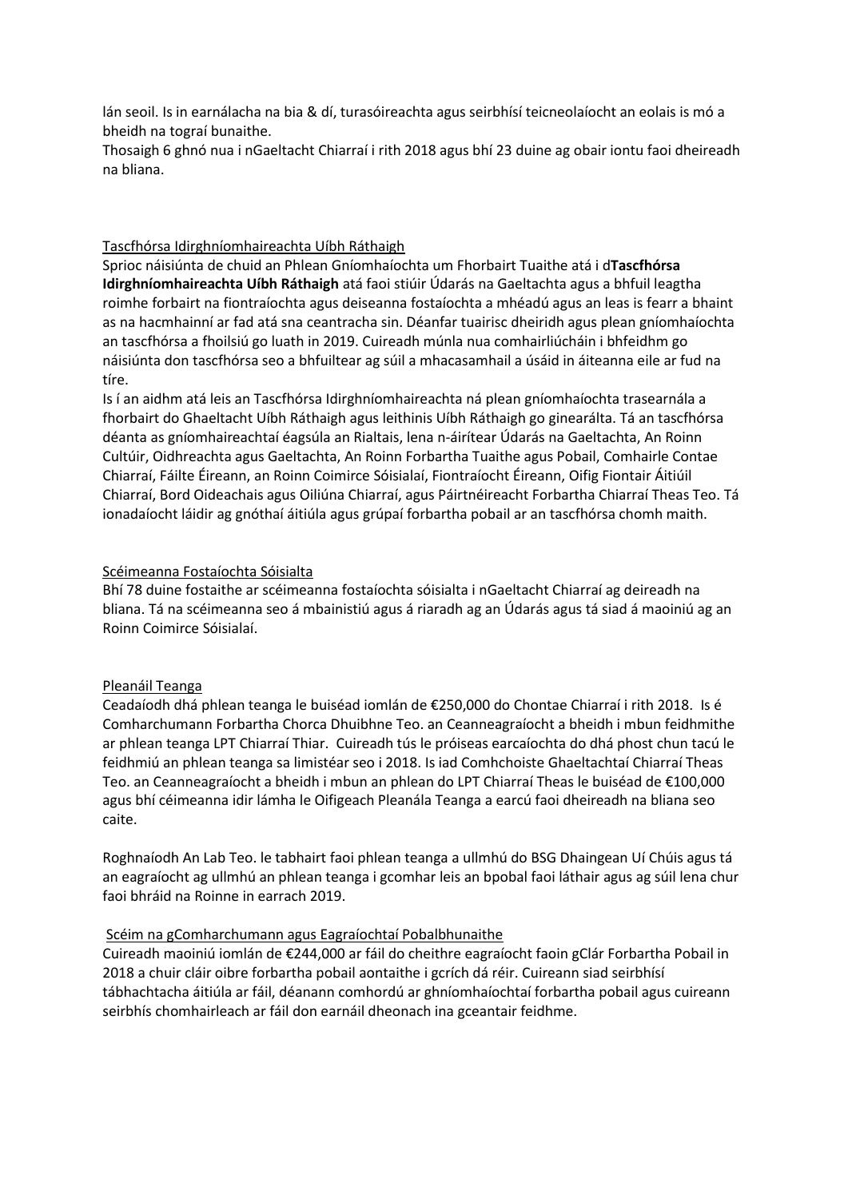lán seoil. Is in earnálacha na bia & dí, turasóireachta agus seirbhísí teicneolaíocht an eolais is mó a bheidh na tograí bunaithe.
Thosaigh 6 ghnó nua i nGaeltacht Chiarraí i rith 2018 agus bhí 23 duine ag obair iontu faoi dheireadh na bliana.

Tascfhórsa Idirghníomhaireachta Uíbh Ráthaigh

Sprioc náisiúnta de chuid an Phlean Gníomhaíochta um Fhorbairt Tuaithe atá i d**Tascfhórsa Idirghníomhaireachta Uíbh Ráthaigh** atá faoi stiúir Údarás na Gaeltachta agus a bhfuil leagtha roimhe forbairt na fiontraíochta agus deiseanna fostaíochta a mhéadú agus an leas is fearr a bhaint as na hacmhainní ar fad atá sna ceantracha sin. Déanfar tuairisc dheiridh agus plean gníomhaíochta an tascfhórsa a fhoilsiú go luath in 2019. Cuireadh múnla nua comhairliúcháin i bhfeidhm go náisiúnta don tascfhórsa seo a bhfuiltear ag súil a mhacasamhail a úsáid in áiteanna eile ar fud na tíre.
Is í an aidhm atá leis an Tascfhórsa Idirghníomhaireachta ná plean gníomhaíochta trasearnála a fhorbairt do Ghaeltacht Uíbh Ráthaigh agus leithinis Uíbh Ráthaigh go ginearálta. Tá an tascfhórsa déanta as gníomhaireachtaí éagsúla an Rialtais, lena n-áirítear Údarás na Gaeltachta, An Roinn Cultúir, Oidhreachta agus Gaeltachta, An Roinn Forbartha Tuaithe agus Pobail, Comhairle Contae Chiarraí, Fáilte Éireann, an Roinn Coimirce Sóisialaí, Fiontraíocht Éireann, Oifig Fiontair Áitiúil Chiarraí, Bord Oideachais agus Oiliúna Chiarraí, agus Páirtnéireacht Forbartha Chiarraí Theas Teo. Tá ionadaíocht láidir ag gnóthaí áitiúla agus grúpaí forbartha pobail ar an tascfhórsa chomh maith.

Scéimeanna Fostaíochta Sóisialta

Bhí 78 duine fostaithe ar scéimeanna fostaíochta sóisialta i nGaeltacht Chiarraí ag deireadh na bliana. Tá na scéimeanna seo á mbainistiú agus á riaradh ag an Údarás agus tá siad á maoiniú ag an Roinn Coimirce Sóisialaí.

Pleanáil Teanga

Ceadaíodh dhá phlean teanga le buiséad iomlán de €250,000 do Chontae Chiarraí i rith 2018. Is é Comharchumann Forbartha Chorca Dhuibhne Teo. an Ceanneagraíocht a bheidh i mbun feidhmithe ar phlean teanga LPT Chiarraí Thiar. Cuireadh tús le próiseas earcaíochta do dhá phost chun tacú le feidhmiú an phlean teanga sa limistéar seo i 2018. Is iad Comhchoiste Ghaeltachtaí Chiarraí Theas Teo. an Ceanneagraíocht a bheidh i mbun an phlean do LPT Chiarraí Theas le buiséad de €100,000 agus bhí céimeanna idir lámha le Oifigeach Pleanála Teanga a earcú faoi dheireadh na bliana seo caite.

Roghnaíodh An Lab Teo. le tabhairt faoi phlean teanga a ullmhú do BSG Dhaingean Uí Chúis agus tá an eagraíocht ag ullmhú an phlean teanga i gcomhar leis an bpobal faoi láthair agus ag súil lena chur faoi bhráid na Roinne in earrach 2019.

Scéim na gComharchumann agus Eagraíochtaí Pobalbhunaithe

Cuireadh maoiniú iomlán de €244,000 ar fáil do cheithre eagraíocht faoin gClár Forbartha Pobail in 2018 a chuir cláir oibre forbartha pobail aontaithe i gcrích dá réir. Cuireann siad seirbhísí tábhachtacha áitiúla ar fáil, déanann comhordú ar ghníomhaíochtaí forbartha pobail agus cuireann seirbhís chomhairleach ar fáil don earnáil dheonach ina gceantair feidhme.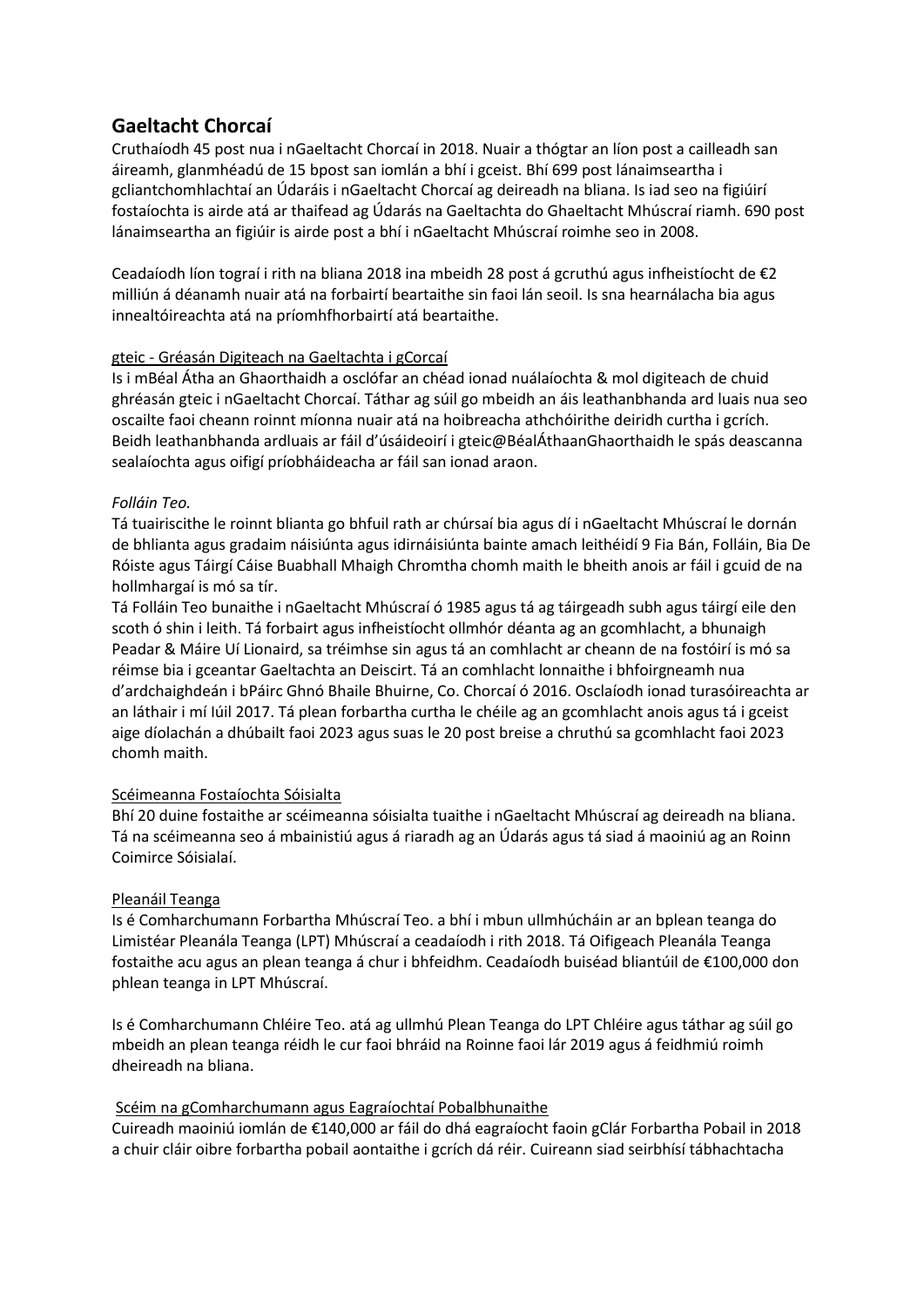## Gaeltacht Chorcaí

Cruthaíodh 45 post nua i nGaeltacht Chorcaí in 2018. Nuair a thógtar an líon post a cailleadh san áireamh, glanmhéadú de 15 bpost san iomlán a bhí i gceist. Bhí 699 post lánaimseartha i gcliantchomhlachtaí an Údaráis i nGaeltacht Chorcaí ag deireadh na bliana. Is iad seo na figiúirí fostaíochta is airde atá ar thaifead ag Údarás na Gaeltachta do Ghaeltacht Mhúscraí riamh. 690 post lánaimseartha an figiúir is airde post a bhí i nGaeltacht Mhúscraí roimhe seo in 2008.

Ceadaíodh líon tograí i rith na bliana 2018 ina mbeidh 28 post á gcruthú agus infheistíocht de €2 milliún á déanamh nuair atá na forbairtí beartaithe sin faoi lán seoil. Is sna hearnálacha bia agus innealtóireachta atá na príomhfhorbairtí atá beartaithe.

<u>gteic - Gréasán Digiteach na Gaeltachta i gCorcaí</u>

Is i mBéal Átha an Ghaorthaidh a osclófar an chéad ionad nuálaíochta & mol digiteach de chuid ghréasán gteic i nGaeltacht Chorcaí. Táthar ag súil go mbeidh an áis leathanbhanda ard luais nua seo oscailte faoi cheann roinnt míonna nuair atá na hoibreacha athchóirithe deiridh curtha i gcrích. Beidh leathanbhanda ardluais ar fáil d'úsáideoirí i gteic@BéalÁthaanGhaorthaidh le spás deascanna sealaíochta agus oifigí príobháideacha ar fáil san ionad araon.

*Folláin Teo.*

Tá tuairiscithe le roinnt blianta go bhfuil rath ar chúrsaí bia agus dí i nGaeltacht Mhúscraí le dornán de bhlianta agus gradaim náisiúnta agus idirnáisiúnta bainte amach leithéidí 9 Fia Bán, Folláin, Bia De Róiste agus Táirgí Cáise Buabhall Mhaigh Chromtha chomh maith le bheith anois ar fáil i gcuid de na hollmhargaí is mó sa tír.

Tá Folláin Teo bunaithe i nGaeltacht Mhúscraí ó 1985 agus tá ag táirgeadh subh agus táirgí eile den scoth ó shin i leith. Tá forbairt agus infheistíocht ollmhór déanta ag an gcomhlacht, a bhunaigh Peadar & Máire Uí Lionaird, sa tréimhse sin agus tá an comhlacht ar cheann de na fostóirí is mó sa réimse bia i gceantar Gaeltachta an Deiscirt. Tá an comhlacht lonnaithe i bhfoirgneamh nua d'ardchaighdeán i bPáirc Ghnó Bhaile Bhuirne, Co. Chorcaí ó 2016. Osclaíodh ionad turasóireachta ar an láthair i mí Iúil 2017. Tá plean forbartha curtha le chéile ag an gcomhlacht anois agus tá i gceist aige díolachán a dhúbailt faoi 2023 agus suas le 20 post breise a chruthú sa gcomhlacht faoi 2023 chomh maith.

<u>Scéimeanna Fostaíochta Sóisialta</u>

Bhí 20 duine fostaithe ar scéimeanna sóisialta tuaithe i nGaeltacht Mhúscraí ag deireadh na bliana. Tá na scéimeanna seo á mbainistiú agus á riaradh ag an Údarás agus tá siad á maoiniú ag an Roinn Coimirce Sóisialaí.

<u>Pleanáil Teanga</u>

Is é Comharchumann Forbartha Mhúscraí Teo. a bhí i mbun ullmhúcháin ar an bplean teanga do Limistéar Pleanála Teanga (LPT) Mhúscraí a ceadaíodh i rith 2018. Tá Oifigeach Pleanála Teanga fostaithe acu agus an plean teanga á chur i bhfeidhm. Ceadaíodh buiséad bliantúil de €100,000 don phlean teanga in LPT Mhúscraí.

Is é Comharchumann Chléire Teo. atá ag ullmhú Plean Teanga do LPT Chléire agus táthar ag súil go mbeidh an plean teanga réidh le cur faoi bhráid na Roinne faoi lár 2019 agus á feidhmiú roimh dheireadh na bliana.

<u>Scéim na gComharchumann agus Eagraíochtaí Pobalbhunaithe</u>

Cuireadh maoiniú iomlán de €140,000 ar fáil do dhá eagraíocht faoin gClár Forbartha Pobail in 2018 a chuir cláir oibre forbartha pobail aontaithe i gcrích dá réir. Cuireann siad seirbhísí tábhachtacha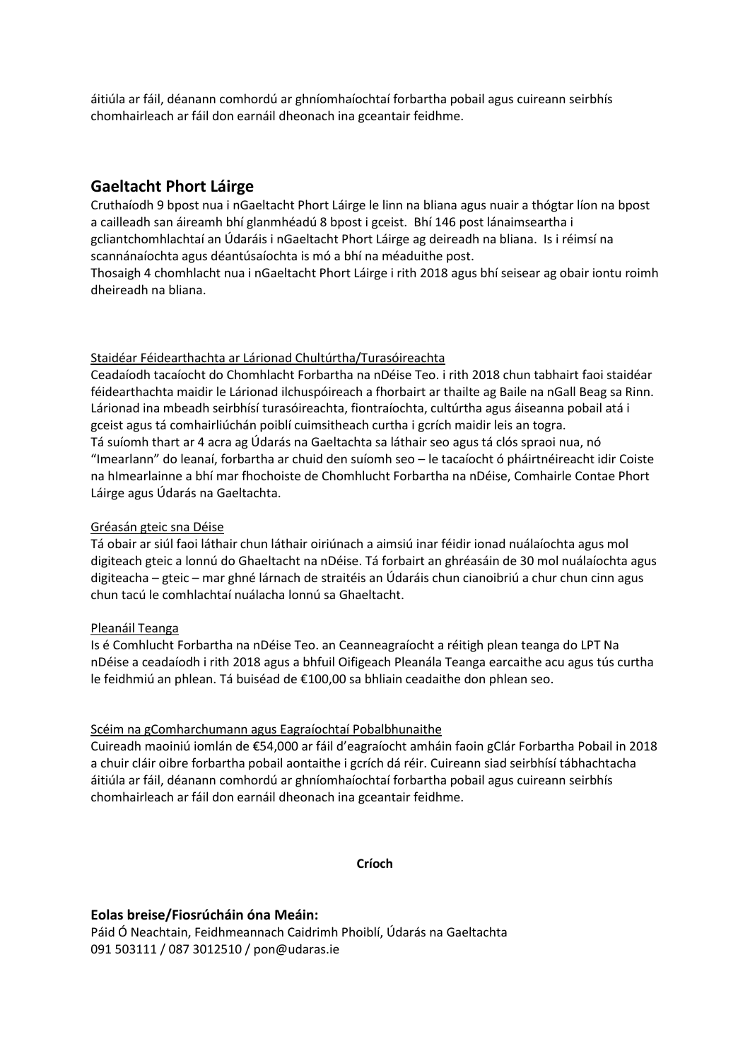áitiúla ar fáil, déanann comhordú ar ghníomhaíochtaí forbartha pobail agus cuireann seirbhís chomhairleach ar fáil don earnáil dheonach ina gceantair feidhme.

## Gaeltacht Phort Láirge

Cruthaíodh 9 bpost nua i nGaeltacht Phort Láirge le linn na bliana agus nuair a thógtar líon na bpost a cailleadh san áireamh bhí glanmhéadú 8 bpost i gceist. Bhí 146 post lánaimseartha i gcliantchomhlachtaí an Údaráis i nGaeltacht Phort Láirge ag deireadh na bliana. Is i réimsí na scannánaíochta agus déantúsaíochta is mó a bhí na méaduithe post.
Thosaigh 4 chomhlacht nua i nGaeltacht Phort Láirge i rith 2018 agus bhí seisear ag obair iontu roimh dheireadh na bliana.

<u>Staidéar Féidearthachta ar Lárionad Chultúrtha/Turasóireachta</u>
Ceadaíodh tacaíocht do Chomhlacht Forbartha na nDéise Teo. i rith 2018 chun tabhairt faoi staidéar féidearthachta maidir le Lárionad ilchuspóireach a fhorbairt ar thailte ag Baile na nGall Beag sa Rinn. Lárionad ina mbeadh seirbhísí turasóireachta, fiontraíochta, cultúrtha agus áiseanna pobail atá i gceist agus tá comhairliúchán poiblí cuimsitheach curtha i gcrích maidir leis an togra.
Tá suíomh thart ar 4 acra ag Údarás na Gaeltachta sa láthair seo agus tá clós spraoi nua, nó "Imearlann" do leanaí, forbartha ar chuid den suíomh seo – le tacaíocht ó pháirtnéireacht idir Coiste na hImearlainne a bhí mar fhochoiste de Chomhlucht Forbartha na nDéise, Comhairle Contae Phort Láirge agus Údarás na Gaeltachta.

<u>Gréasán gteic sna Déise</u>
Tá obair ar siúl faoi láthair chun láthair oiriúnach a aimsiú inar féidir ionad nuálaíochta agus mol digiteach gteic a lonnú do Ghaeltacht na nDéise. Tá forbairt an ghréasáin de 30 mol nuálaíochta agus digiteacha – gteic – mar ghné lárnach de straitéis an Údaráis chun cianoibriú a chur chun cinn agus chun tacú le comhlachtaí nuálacha lonnú sa Ghaeltacht.

<u>Pleanáil Teanga</u>
Is é Comhlucht Forbartha na nDéise Teo. an Ceanneagraíocht a réitigh plean teanga do LPT Na nDéise a ceadaíodh i rith 2018 agus a bhfuil Oifigeach Pleanála Teanga earcaithe acu agus tús curtha le feidhmiú an phlean. Tá buiséad de €100,00 sa bhliain ceadaithe don phlean seo.

<u>Scéim na gComharchumann agus Eagraíochtaí Pobalbhunaithe</u>
Cuireadh maoiniú iomlán de €54,000 ar fáil d'eagraíocht amháin faoin gClár Forbartha Pobail in 2018 a chuir cláir oibre forbartha pobail aontaithe i gcrích dá réir. Cuireann siad seirbhísí tábhachtacha áitiúla ar fáil, déanann comhordú ar ghníomhaíochtaí forbartha pobail agus cuireann seirbhís chomhairleach ar fáil don earnáil dheonach ina gceantair feidhme.

**Críoch**

### Eolas breise/Fiosrúcháin óna Meáin:

Páid Ó Neachtain, Feidhmeannach Caidrimh Phoiblí, Údarás na Gaeltachta
091 503111 / 087 3012510 / pon@udaras.ie